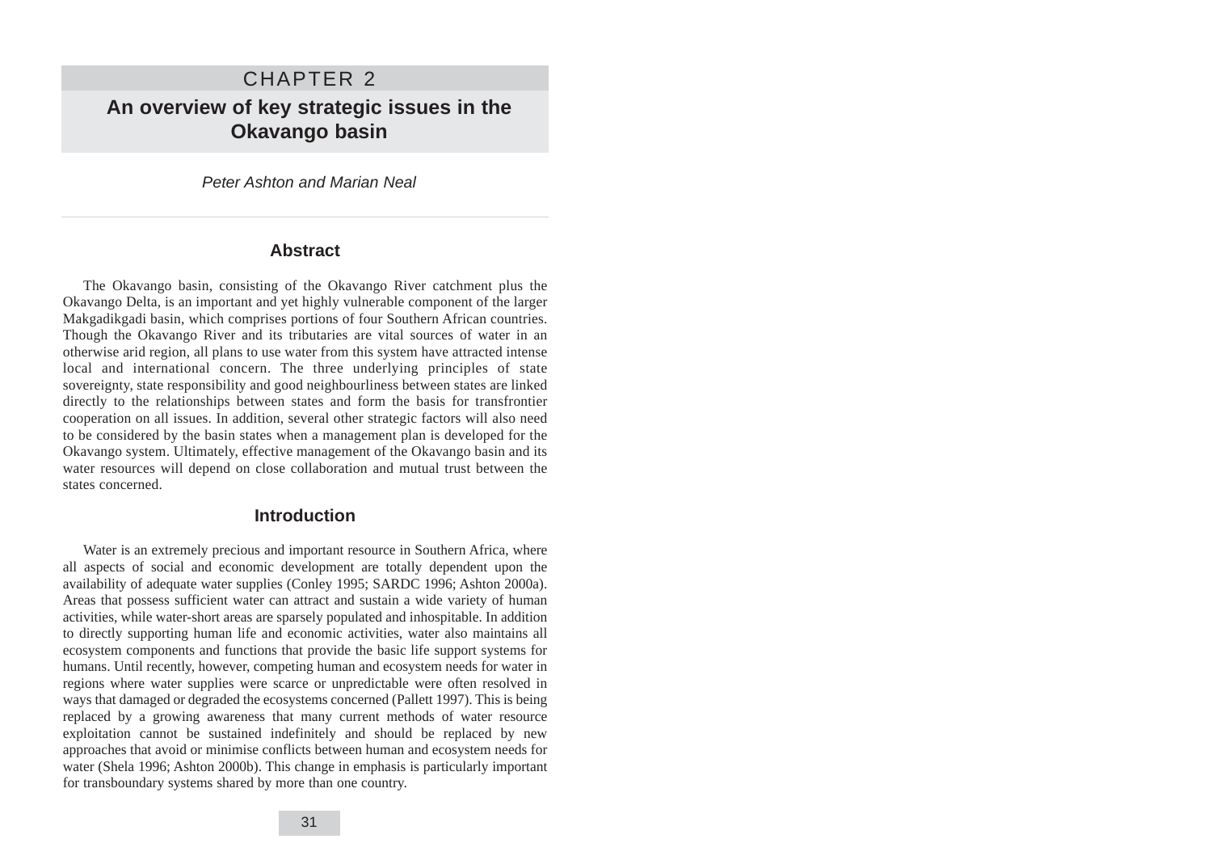# CHAPTER 2

# An overview of key strategic issues in the Okavango basin

*Peter Ashton and Marian Neal*

---

## Abstract

The Okavango basin, consisting of the Okavango River catchment plus the Okavango Delta, is an important and yet highly vulnerable component of the larger Makgadikgadi basin, which comprises portions of four Southern African countries. Though the Okavango River and its tributaries are vital sources of water in an otherwise arid region, all plans to use water from this system have attracted intense local and international concern. The three underlying principles of state sovereignty, state responsibility and good neighbourliness between states are linked directly to the relationships between states and form the basis for transfrontier cooperation on all issues. In addition, several other strategic factors will also need to be considered by the basin states when a management plan is developed for the Okavango system. Ultimately, effective management of the Okavango basin and its water resources will depend on close collaboration and mutual trust between the states concerned.

## Introduction

Water is an extremely precious and important resource in Southern Africa, where all aspects of social and economic development are totally dependent upon the availability of adequate water supplies (Conley 1995; SARDC 1996; Ashton 2000a). Areas that possess sufficient water can attract and sustain a wide variety of human activities, while water-short areas are sparsely populated and inhospitable. In addition to directly supporting human life and economic activities, water also maintains all ecosystem components and functions that provide the basic life support systems for humans. Until recently, however, competing human and ecosystem needs for water in regions where water supplies were scarce or unpredictable were often resolved in ways that damaged or degraded the ecosystems concerned (Pallett 1997). This is being replaced by a growing awareness that many current methods of water resource exploitation cannot be sustained indefinitely and should be replaced by new approaches that avoid or minimise conflicts between human and ecosystem needs for water (Shela 1996; Ashton 2000b). This change in emphasis is particularly important for transboundary systems shared by more than one country.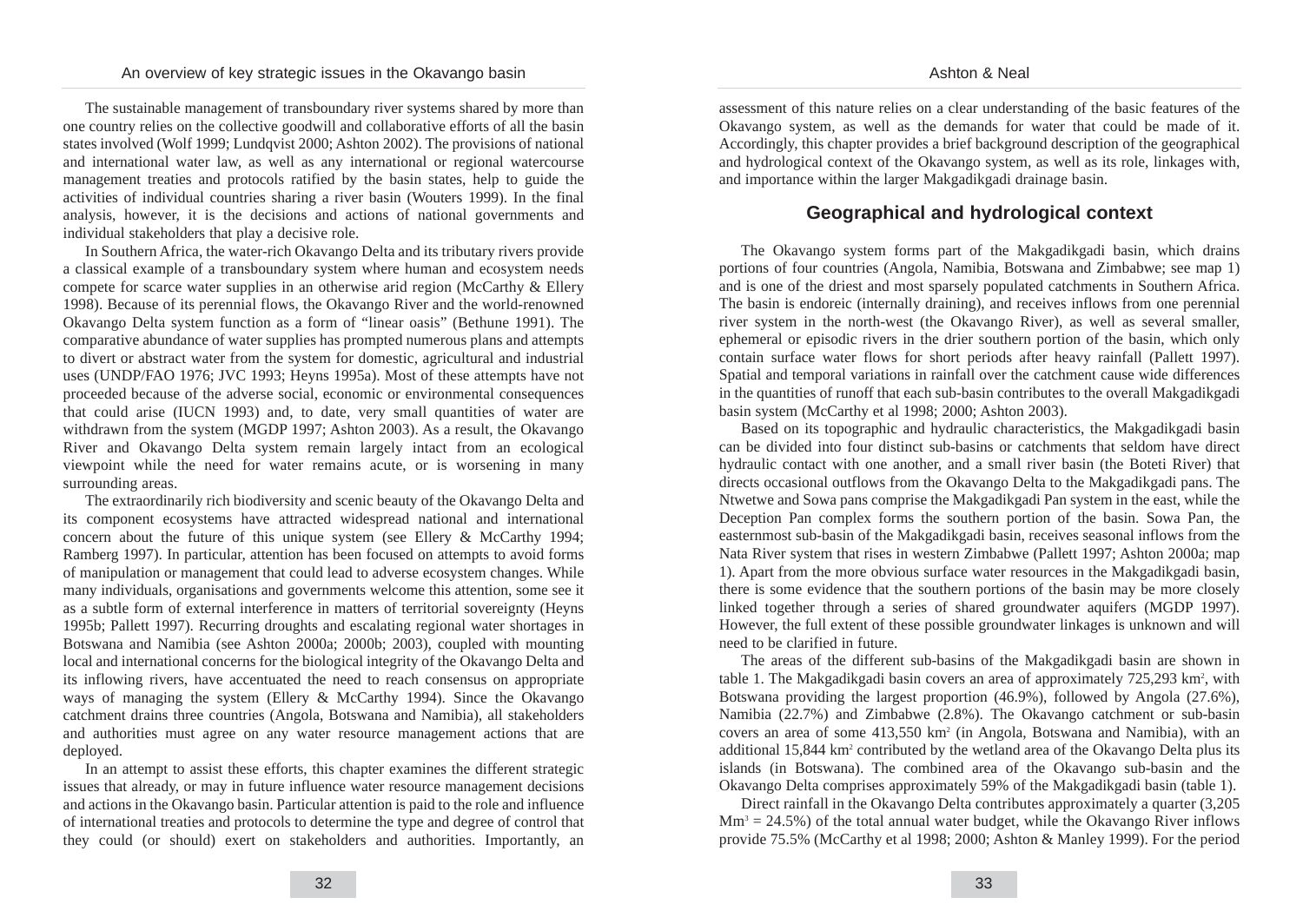The sustainable management of transboundary river systems shared by more than one country relies on the collective goodwill and collaborative efforts of all the basin states involved (Wolf 1999; Lundqvist 2000; Ashton 2002). The provisions of national and international water law, as well as any international or regional watercourse management treaties and protocols ratified by the basin states, help to guide the activities of individual countries sharing a river basin (Wouters 1999). In the final analysis, however, it is the decisions and actions of national governments and individual stakeholders that play a decisive role.

In Southern Africa, the water-rich Okavango Delta and its tributary rivers provide a classical example of a transboundary system where human and ecosystem needs compete for scarce water supplies in an otherwise arid region (McCarthy & Ellery 1998). Because of its perennial flows, the Okavango River and the world-renowned Okavango Delta system function as a form of "linear oasis" (Bethune 1991). The comparative abundance of water supplies has prompted numerous plans and attempts to divert or abstract water from the system for domestic, agricultural and industrial uses (UNDP/FAO 1976; JVC 1993; Heyns 1995a). Most of these attempts have not proceeded because of the adverse social, economic or environmental consequences that could arise (IUCN 1993) and, to date, very small quantities of water are withdrawn from the system (MGDP 1997; Ashton 2003). As a result, the Okavango River and Okavango Delta system remain largely intact from an ecological viewpoint while the need for water remains acute, or is worsening in many surrounding areas.

The extraordinarily rich biodiversity and scenic beauty of the Okavango Delta and its component ecosystems have attracted widespread national and international concern about the future of this unique system (see Ellery & McCarthy 1994; Ramberg 1997). In particular, attention has been focused on attempts to avoid forms of manipulation or management that could lead to adverse ecosystem changes. While many individuals, organisations and governments welcome this attention, some see it as a subtle form of external interference in matters of territorial sovereignty (Heyns 1995b; Pallett 1997). Recurring droughts and escalating regional water shortages in Botswana and Namibia (see Ashton 2000a; 2000b; 2003), coupled with mounting local and international concerns for the biological integrity of the Okavango Delta and its inflowing rivers, have accentuated the need to reach consensus on appropriate ways of managing the system (Ellery & McCarthy 1994). Since the Okavango catchment drains three countries (Angola, Botswana and Namibia), all stakeholders and authorities must agree on any water resource management actions that are deployed.

In an attempt to assist these efforts, this chapter examines the different strategic issues that already, or may in future influence water resource management decisions and actions in the Okavango basin. Particular attention is paid to the role and influence of international treaties and protocols to determine the type and degree of control that they could (or should) exert on stakeholders and authorities. Importantly, an assessment of this nature relies on a clear understanding of the basic features of the Okavango system, as well as the demands for water that could be made of it. Accordingly, this chapter provides a brief background description of the geographical and hydrological context of the Okavango system, as well as its role, linkages with, and importance within the larger Makgadikgadi drainage basin.

## Geographical and hydrological context

The Okavango system forms part of the Makgadikgadi basin, which drains portions of four countries (Angola, Namibia, Botswana and Zimbabwe; see map 1) and is one of the driest and most sparsely populated catchments in Southern Africa. The basin is endoreic (internally draining), and receives inflows from one perennial river system in the north-west (the Okavango River), as well as several smaller, ephemeral or episodic rivers in the drier southern portion of the basin, which only contain surface water flows for short periods after heavy rainfall (Pallett 1997). Spatial and temporal variations in rainfall over the catchment cause wide differences in the quantities of runoff that each sub-basin contributes to the overall Makgadikgadi basin system (McCarthy et al 1998; 2000; Ashton 2003).

Based on its topographic and hydraulic characteristics, the Makgadikgadi basin can be divided into four distinct sub-basins or catchments that seldom have direct hydraulic contact with one another, and a small river basin (the Boteti River) that directs occasional outflows from the Okavango Delta to the Makgadikgadi pans. The Ntwetwe and Sowa pans comprise the Makgadikgadi Pan system in the east, while the Deception Pan complex forms the southern portion of the basin. Sowa Pan, the easternmost sub-basin of the Makgadikgadi basin, receives seasonal inflows from the Nata River system that rises in western Zimbabwe (Pallett 1997; Ashton 2000a; map 1). Apart from the more obvious surface water resources in the Makgadikgadi basin, there is some evidence that the southern portions of the basin may be more closely linked together through a series of shared groundwater aquifers (MGDP 1997). However, the full extent of these possible groundwater linkages is unknown and will need to be clarified in future.

The areas of the different sub-basins of the Makgadikgadi basin are shown in table 1. The Makgadikgadi basin covers an area of approximately 725,293 km$^2$, with Botswana providing the largest proportion (46.9%), followed by Angola (27.6%), Namibia (22.7%) and Zimbabwe (2.8%). The Okavango catchment or sub-basin covers an area of some 413,550 km$^2$ (in Angola, Botswana and Namibia), with an additional 15,844 km$^2$ contributed by the wetland area of the Okavango Delta plus its islands (in Botswana). The combined area of the Okavango sub-basin and the Okavango Delta comprises approximately 59% of the Makgadikgadi basin (table 1).

Direct rainfall in the Okavango Delta contributes approximately a quarter (3,205 Mm$^3$ = 24.5%) of the total annual water budget, while the Okavango River inflows provide 75.5% (McCarthy et al 1998; 2000; Ashton & Manley 1999). For the period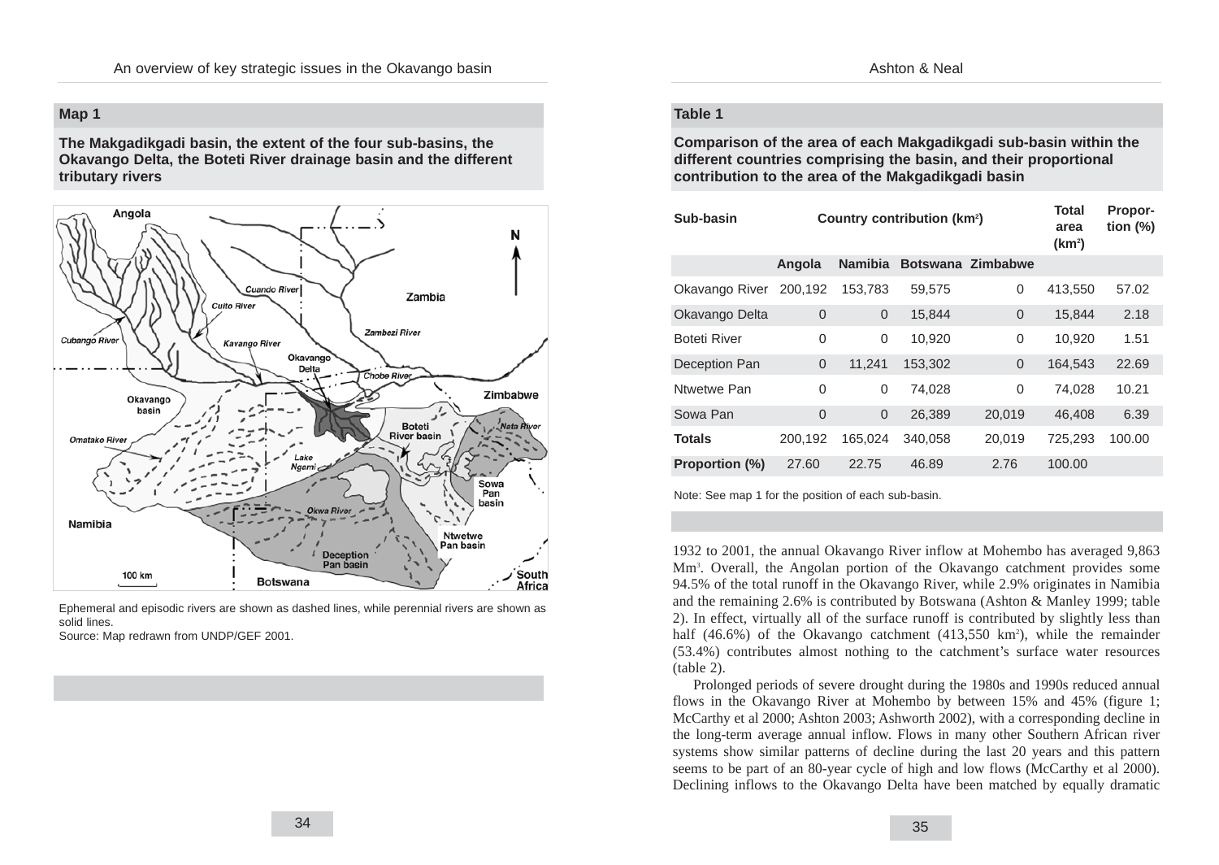**Map 1**

**The Makgadikgadi basin, the extent of the four sub-basins, the Okavango Delta, the Boteti River drainage basin and the different tributary rivers**

Ephemeral and episodic rivers are shown as dashed lines, while perennial rivers are shown as solid lines.
Source: Map redrawn from UNDP/GEF 2001.

**Table 1**

**Comparison of the area of each Makgadikgadi sub-basin within the different countries comprising the basin, and their proportional contribution to the area of the Makgadikgadi basin**

| Sub-basin | Country contribution (km²) | | | | Total area (km²) | Proportion (%) |
|---|---|---|---|---|---|---|
| | Angola | Namibia | Botswana | Zimbabwe | | |
| Okavango River | 200,192 | 153,783 | 59,575 | 0 | 413,550 | 57.02 |
| Okavango Delta | 0 | 0 | 15,844 | 0 | 15,844 | 2.18 |
| Boteti River | 0 | 0 | 10,920 | 0 | 10,920 | 1.51 |
| Deception Pan | 0 | 11,241 | 153,302 | 0 | 164,543 | 22.69 |
| Ntwetwe Pan | 0 | 0 | 74,028 | 0 | 74,028 | 10.21 |
| Sowa Pan | 0 | 0 | 26,389 | 20,019 | 46,408 | 6.39 |
| **Totals** | 200,192 | 165,024 | 340,058 | 20,019 | 725,293 | 100.00 |
| **Proportion (%)** | 27.60 | 22.75 | 46.89 | 2.76 | 100.00 | |

Note: See map 1 for the position of each sub-basin.

1932 to 2001, the annual Okavango River inflow at Mohembo has averaged 9,863 Mm³. Overall, the Angolan portion of the Okavango catchment provides some 94.5% of the total runoff in the Okavango River, while 2.9% originates in Namibia and the remaining 2.6% is contributed by Botswana (Ashton & Manley 1999; table 2). In effect, virtually all of the surface runoff is contributed by slightly less than half (46.6%) of the Okavango catchment (413,550 km²), while the remainder (53.4%) contributes almost nothing to the catchment's surface water resources (table 2).

Prolonged periods of severe drought during the 1980s and 1990s reduced annual flows in the Okavango River at Mohembo by between 15% and 45% (figure 1; McCarthy et al 2000; Ashton 2003; Ashworth 2002), with a corresponding decline in the long-term average annual inflow. Flows in many other Southern African river systems show similar patterns of decline during the last 20 years and this pattern seems to be part of an 80-year cycle of high and low flows (McCarthy et al 2000). Declining inflows to the Okavango Delta have been matched by equally dramatic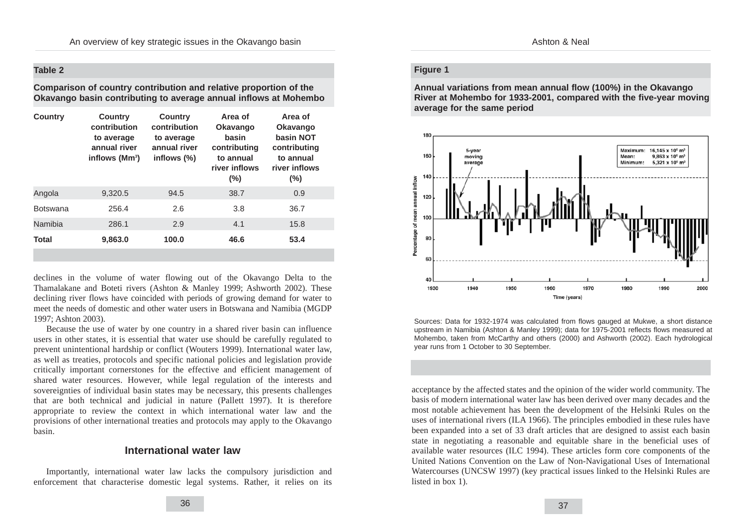**Table 2**

**Comparison of country contribution and relative proportion of the Okavango basin contributing to average annual inflows at Mohembo**

| Country | Country contribution to average annual river inflows ($Mm^3$) | Country contribution to average annual river inflows (%) | Area of Okavango basin contributing to annual river inflows (%) | Area of Okavango basin NOT contributing to annual river inflows (%) |
|---|---|---|---|---|
| Angola | 9,320.5 | 94.5 | 38.7 | 0.9 |
| Botswana | 256.4 | 2.6 | 3.8 | 36.7 |
| Namibia | 286.1 | 2.9 | 4.1 | 15.8 |
| **Total** | **9,863.0** | **100.0** | **46.6** | **53.4** |

declines in the volume of water flowing out of the Okavango Delta to the Thamalakane and Boteti rivers (Ashton & Manley 1999; Ashworth 2002). These declining river flows have coincided with periods of growing demand for water to meet the needs of domestic and other water users in Botswana and Namibia (MGDP 1997; Ashton 2003).

Because the use of water by one country in a shared river basin can influence users in other states, it is essential that water use should be carefully regulated to prevent unintentional hardship or conflict (Wouters 1999). International water law, as well as treaties, protocols and specific national policies and legislation provide critically important cornerstones for the effective and efficient management of shared water resources. However, while legal regulation of the interests and sovereignties of individual basin states may be necessary, this presents challenges that are both technical and judicial in nature (Pallett 1997). It is therefore appropriate to review the context in which international water law and the provisions of other international treaties and protocols may apply to the Okavango basin.

## International water law

Importantly, international water law lacks the compulsory jurisdiction and enforcement that characterise domestic legal systems. Rather, it relies on its acceptance by the affected states and the opinion of the wider world community. The basis of modern international water law has been derived over many decades and the most notable achievement has been the development of the Helsinki Rules on the uses of international rivers (ILA 1966). The principles embodied in these rules have been expanded into a set of 33 draft articles that are designed to assist each basin state in negotiating a reasonable and equitable share in the beneficial uses of available water resources (ILC 1994). These articles form core components of the United Nations Convention on the Law of Non-Navigational Uses of International Watercourses (UNCSW 1997) (key practical issues linked to the Helsinki Rules are listed in box 1).

**Figure 1**

**Annual variations from mean annual flow (100%) in the Okavango River at Mohembo for 1933-2001, compared with the five-year moving average for the same period**

Sources: Data for 1932-1974 was calculated from flows gauged at Mukwe, a short distance upstream in Namibia (Ashton & Manley 1999); data for 1975-2001 reflects flows measured at Mohembo, taken from McCarthy and others (2000) and Ashworth (2002). Each hydrological year runs from 1 October to 30 September.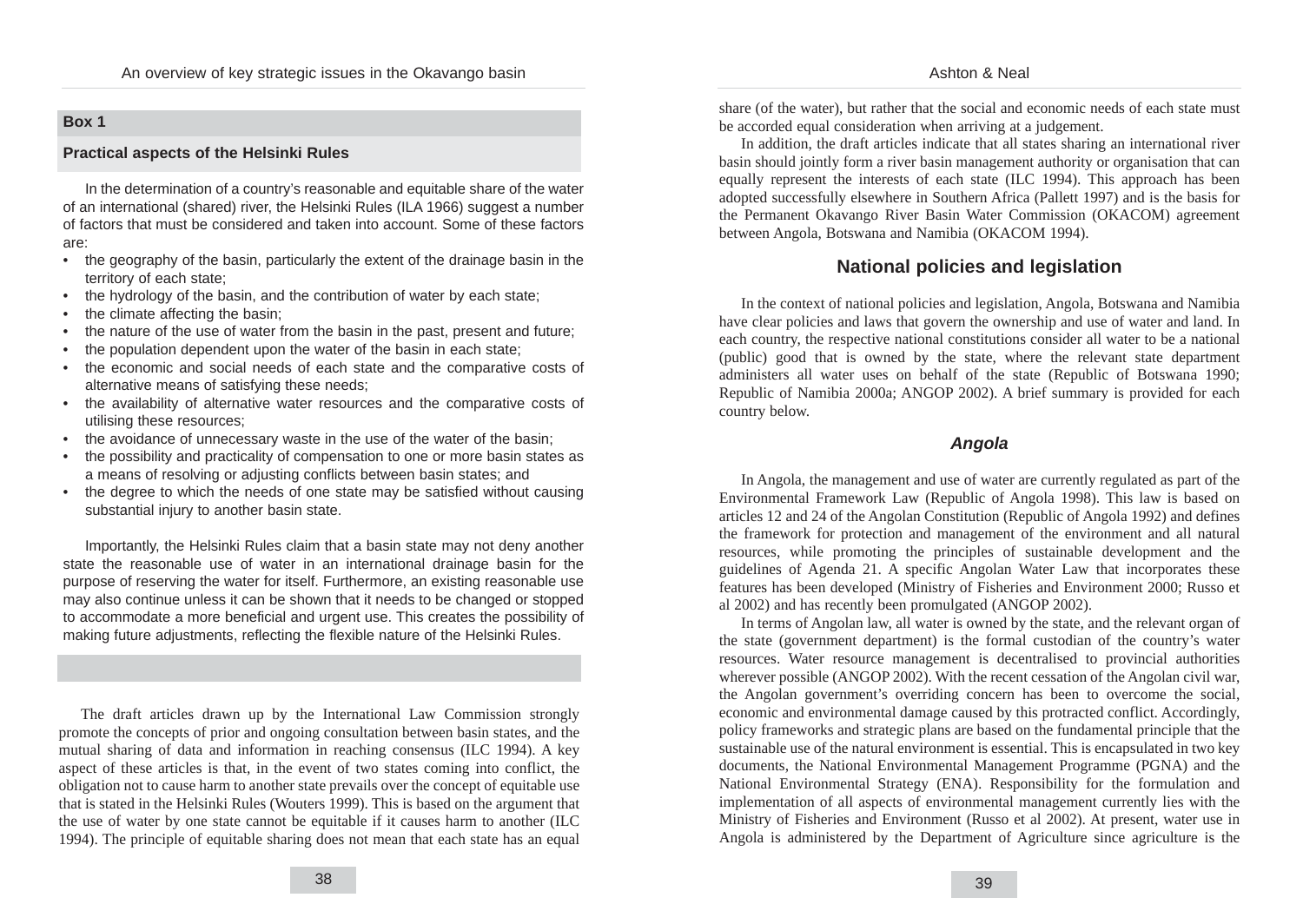**Box 1**

**Practical aspects of the Helsinki Rules**

In the determination of a country's reasonable and equitable share of the water of an international (shared) river, the Helsinki Rules (ILA 1966) suggest a number of factors that must be considered and taken into account. Some of these factors are:

- the geography of the basin, particularly the extent of the drainage basin in the territory of each state;
- the hydrology of the basin, and the contribution of water by each state;
- the climate affecting the basin;
- the nature of the use of water from the basin in the past, present and future;
- the population dependent upon the water of the basin in each state;
- the economic and social needs of each state and the comparative costs of alternative means of satisfying these needs;
- the availability of alternative water resources and the comparative costs of utilising these resources;
- the avoidance of unnecessary waste in the use of the water of the basin;
- the possibility and practicality of compensation to one or more basin states as a means of resolving or adjusting conflicts between basin states; and
- the degree to which the needs of one state may be satisfied without causing substantial injury to another basin state.

Importantly, the Helsinki Rules claim that a basin state may not deny another state the reasonable use of water in an international drainage basin for the purpose of reserving the water for itself. Furthermore, an existing reasonable use may also continue unless it can be shown that it needs to be changed or stopped to accommodate a more beneficial and urgent use. This creates the possibility of making future adjustments, reflecting the flexible nature of the Helsinki Rules.

The draft articles drawn up by the International Law Commission strongly promote the concepts of prior and ongoing consultation between basin states, and the mutual sharing of data and information in reaching consensus (ILC 1994). A key aspect of these articles is that, in the event of two states coming into conflict, the obligation not to cause harm to another state prevails over the concept of equitable use that is stated in the Helsinki Rules (Wouters 1999). This is based on the argument that the use of water by one state cannot be equitable if it causes harm to another (ILC 1994). The principle of equitable sharing does not mean that each state has an equal share (of the water), but rather that the social and economic needs of each state must be accorded equal consideration when arriving at a judgement.

In addition, the draft articles indicate that all states sharing an international river basin should jointly form a river basin management authority or organisation that can equally represent the interests of each state (ILC 1994). This approach has been adopted successfully elsewhere in Southern Africa (Pallett 1997) and is the basis for the Permanent Okavango River Basin Water Commission (OKACOM) agreement between Angola, Botswana and Namibia (OKACOM 1994).

## National policies and legislation

In the context of national policies and legislation, Angola, Botswana and Namibia have clear policies and laws that govern the ownership and use of water and land. In each country, the respective national constitutions consider all water to be a national (public) good that is owned by the state, where the relevant state department administers all water uses on behalf of the state (Republic of Botswana 1990; Republic of Namibia 2000a; ANGOP 2002). A brief summary is provided for each country below.

### *Angola*

In Angola, the management and use of water are currently regulated as part of the Environmental Framework Law (Republic of Angola 1998). This law is based on articles 12 and 24 of the Angolan Constitution (Republic of Angola 1992) and defines the framework for protection and management of the environment and all natural resources, while promoting the principles of sustainable development and the guidelines of Agenda 21. A specific Angolan Water Law that incorporates these features has been developed (Ministry of Fisheries and Environment 2000; Russo et al 2002) and has recently been promulgated (ANGOP 2002).

In terms of Angolan law, all water is owned by the state, and the relevant organ of the state (government department) is the formal custodian of the country's water resources. Water resource management is decentralised to provincial authorities wherever possible (ANGOP 2002). With the recent cessation of the Angolan civil war, the Angolan government's overriding concern has been to overcome the social, economic and environmental damage caused by this protracted conflict. Accordingly, policy frameworks and strategic plans are based on the fundamental principle that the sustainable use of the natural environment is essential. This is encapsulated in two key documents, the National Environmental Management Programme (PGNA) and the National Environmental Strategy (ENA). Responsibility for the formulation and implementation of all aspects of environmental management currently lies with the Ministry of Fisheries and Environment (Russo et al 2002). At present, water use in Angola is administered by the Department of Agriculture since agriculture is the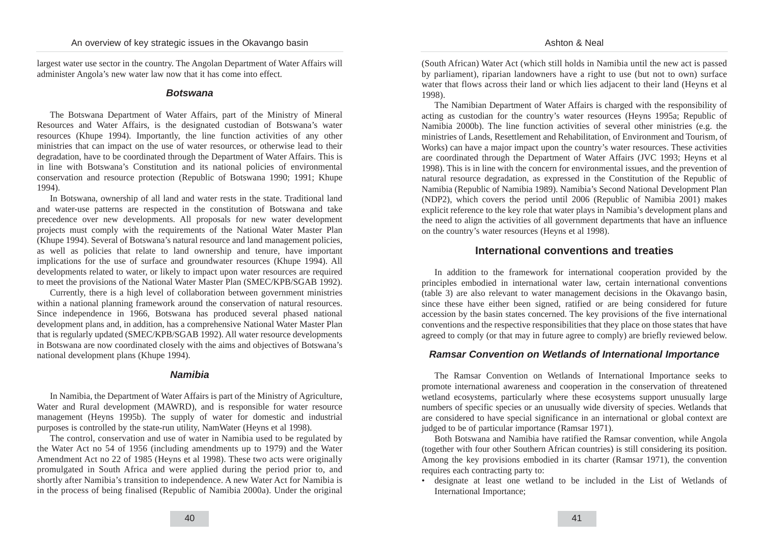largest water use sector in the country. The Angolan Department of Water Affairs will administer Angola's new water law now that it has come into effect.

### *Botswana*

The Botswana Department of Water Affairs, part of the Ministry of Mineral Resources and Water Affairs, is the designated custodian of Botswana's water resources (Khupe 1994). Importantly, the line function activities of any other ministries that can impact on the use of water resources, or otherwise lead to their degradation, have to be coordinated through the Department of Water Affairs. This is in line with Botswana's Constitution and its national policies of environmental conservation and resource protection (Republic of Botswana 1990; 1991; Khupe 1994).

In Botswana, ownership of all land and water rests in the state. Traditional land and water-use patterns are respected in the constitution of Botswana and take precedence over new developments. All proposals for new water development projects must comply with the requirements of the National Water Master Plan (Khupe 1994). Several of Botswana's natural resource and land management policies, as well as policies that relate to land ownership and tenure, have important implications for the use of surface and groundwater resources (Khupe 1994). All developments related to water, or likely to impact upon water resources are required to meet the provisions of the National Water Master Plan (SMEC/KPB/SGAB 1992).

Currently, there is a high level of collaboration between government ministries within a national planning framework around the conservation of natural resources. Since independence in 1966, Botswana has produced several phased national development plans and, in addition, has a comprehensive National Water Master Plan that is regularly updated (SMEC/KPB/SGAB 1992). All water resource developments in Botswana are now coordinated closely with the aims and objectives of Botswana's national development plans (Khupe 1994).

### *Namibia*

In Namibia, the Department of Water Affairs is part of the Ministry of Agriculture, Water and Rural development (MAWRD), and is responsible for water resource management (Heyns 1995b). The supply of water for domestic and industrial purposes is controlled by the state-run utility, NamWater (Heyns et al 1998).

The control, conservation and use of water in Namibia used to be regulated by the Water Act no 54 of 1956 (including amendments up to 1979) and the Water Amendment Act no 22 of 1985 (Heyns et al 1998). These two acts were originally promulgated in South Africa and were applied during the period prior to, and shortly after Namibia's transition to independence. A new Water Act for Namibia is in the process of being finalised (Republic of Namibia 2000a). Under the original (South African) Water Act (which still holds in Namibia until the new act is passed by parliament), riparian landowners have a right to use (but not to own) surface water that flows across their land or which lies adjacent to their land (Heyns et al 1998).

The Namibian Department of Water Affairs is charged with the responsibility of acting as custodian for the country's water resources (Heyns 1995a; Republic of Namibia 2000b). The line function activities of several other ministries (e.g. the ministries of Lands, Resettlement and Rehabilitation, of Environment and Tourism, of Works) can have a major impact upon the country's water resources. These activities are coordinated through the Department of Water Affairs (JVC 1993; Heyns et al 1998). This is in line with the concern for environmental issues, and the prevention of natural resource degradation, as expressed in the Constitution of the Republic of Namibia (Republic of Namibia 1989). Namibia's Second National Development Plan (NDP2), which covers the period until 2006 (Republic of Namibia 2001) makes explicit reference to the key role that water plays in Namibia's development plans and the need to align the activities of all government departments that have an influence on the country's water resources (Heyns et al 1998).

## International conventions and treaties

In addition to the framework for international cooperation provided by the principles embodied in international water law, certain international conventions (table 3) are also relevant to water management decisions in the Okavango basin, since these have either been signed, ratified or are being considered for future accession by the basin states concerned. The key provisions of the five international conventions and the respective responsibilities that they place on those states that have agreed to comply (or that may in future agree to comply) are briefly reviewed below.

### *Ramsar Convention on Wetlands of International Importance*

The Ramsar Convention on Wetlands of International Importance seeks to promote international awareness and cooperation in the conservation of threatened wetland ecosystems, particularly where these ecosystems support unusually large numbers of specific species or an unusually wide diversity of species. Wetlands that are considered to have special significance in an international or global context are judged to be of particular importance (Ramsar 1971).

Both Botswana and Namibia have ratified the Ramsar convention, while Angola (together with four other Southern African countries) is still considering its position. Among the key provisions embodied in its charter (Ramsar 1971), the convention requires each contracting party to:

- designate at least one wetland to be included in the List of Wetlands of International Importance;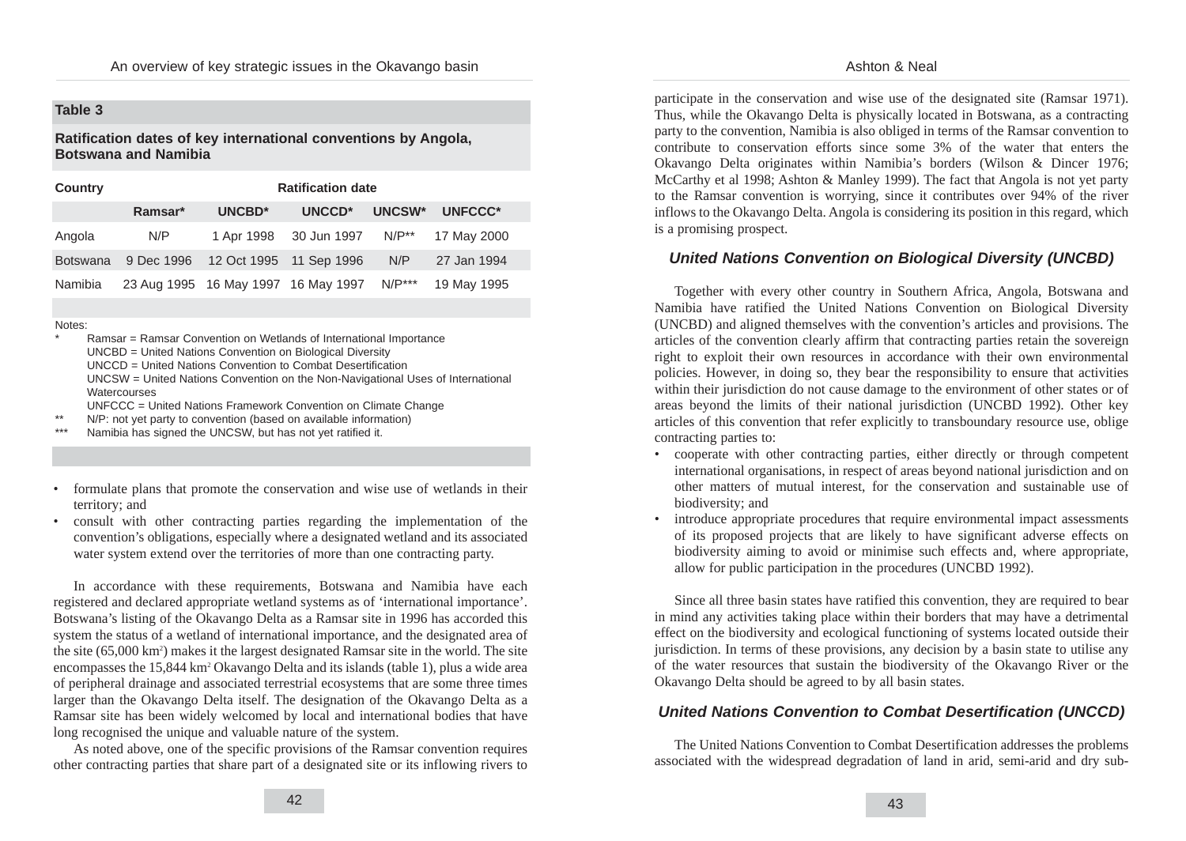**Table 3**

**Ratification dates of key international conventions by Angola, Botswana and Namibia**

| Country | Ratification date | | | | |
|---|---|---|---|---|---|
| | Ramsar* | UNCBD* | UNCCD* | UNCSW* | UNFCCC* |
| Angola | N/P | 1 Apr 1998 | 30 Jun 1997 | N/P** | 17 May 2000 |
| Botswana | 9 Dec 1996 | 12 Oct 1995 | 11 Sep 1996 | N/P | 27 Jan 1994 |
| Namibia | 23 Aug 1995 | 16 May 1997 | 16 May 1997 | N/P*** | 19 May 1995 |

Notes:

\* Ramsar = Ramsar Convention on Wetlands of International Importance
UNCBD = United Nations Convention on Biological Diversity
UNCCD = United Nations Convention to Combat Desertification
UNCSW = United Nations Convention on the Non-Navigational Uses of International Watercourses
UNFCCC = United Nations Framework Convention on Climate Change

\** N/P: not yet party to convention (based on available information)

\*** Namibia has signed the UNCSW, but has not yet ratified it.

- formulate plans that promote the conservation and wise use of wetlands in their territory; and
- consult with other contracting parties regarding the implementation of the convention's obligations, especially where a designated wetland and its associated water system extend over the territories of more than one contracting party.

In accordance with these requirements, Botswana and Namibia have each registered and declared appropriate wetland systems as of 'international importance'. Botswana's listing of the Okavango Delta as a Ramsar site in 1996 has accorded this system the status of a wetland of international importance, and the designated area of the site (65,000 km$^2$) makes it the largest designated Ramsar site in the world. The site encompasses the 15,844 km$^2$ Okavango Delta and its islands (table 1), plus a wide area of peripheral drainage and associated terrestrial ecosystems that are some three times larger than the Okavango Delta itself. The designation of the Okavango Delta as a Ramsar site has been widely welcomed by local and international bodies that have long recognised the unique and valuable nature of the system.

As noted above, one of the specific provisions of the Ramsar convention requires other contracting parties that share part of a designated site or its inflowing rivers to participate in the conservation and wise use of the designated site (Ramsar 1971). Thus, while the Okavango Delta is physically located in Botswana, as a contracting party to the convention, Namibia is also obliged in terms of the Ramsar convention to contribute to conservation efforts since some 3% of the water that enters the Okavango Delta originates within Namibia's borders (Wilson & Dincer 1976; McCarthy et al 1998; Ashton & Manley 1999). The fact that Angola is not yet party to the Ramsar convention is worrying, since it contributes over 94% of the river inflows to the Okavango Delta. Angola is considering its position in this regard, which is a promising prospect.

### *United Nations Convention on Biological Diversity (UNCBD)*

Together with every other country in Southern Africa, Angola, Botswana and Namibia have ratified the United Nations Convention on Biological Diversity (UNCBD) and aligned themselves with the convention's articles and provisions. The articles of the convention clearly affirm that contracting parties retain the sovereign right to exploit their own resources in accordance with their own environmental policies. However, in doing so, they bear the responsibility to ensure that activities within their jurisdiction do not cause damage to the environment of other states or of areas beyond the limits of their national jurisdiction (UNCBD 1992). Other key articles of this convention that refer explicitly to transboundary resource use, oblige contracting parties to:

- cooperate with other contracting parties, either directly or through competent international organisations, in respect of areas beyond national jurisdiction and on other matters of mutual interest, for the conservation and sustainable use of biodiversity; and
- introduce appropriate procedures that require environmental impact assessments of its proposed projects that are likely to have significant adverse effects on biodiversity aiming to avoid or minimise such effects and, where appropriate, allow for public participation in the procedures (UNCBD 1992).

Since all three basin states have ratified this convention, they are required to bear in mind any activities taking place within their borders that may have a detrimental effect on the biodiversity and ecological functioning of systems located outside their jurisdiction. In terms of these provisions, any decision by a basin state to utilise any of the water resources that sustain the biodiversity of the Okavango River or the Okavango Delta should be agreed to by all basin states.

### *United Nations Convention to Combat Desertification (UNCCD)*

The United Nations Convention to Combat Desertification addresses the problems associated with the widespread degradation of land in arid, semi-arid and dry sub-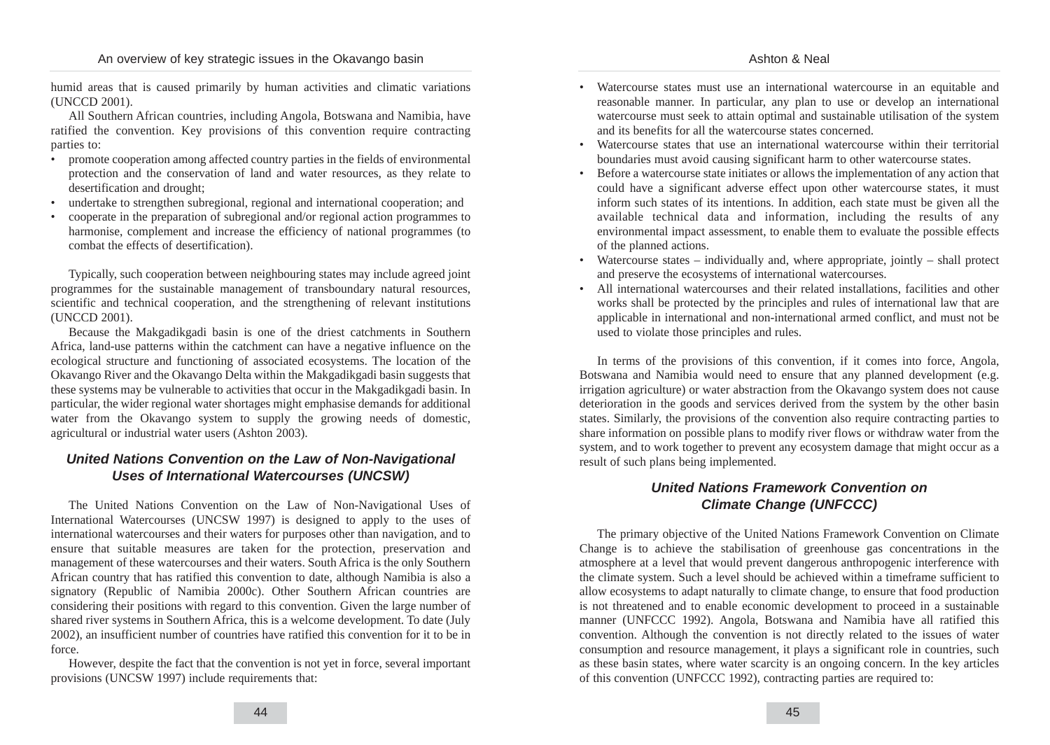humid areas that is caused primarily by human activities and climatic variations (UNCCD 2001).

All Southern African countries, including Angola, Botswana and Namibia, have ratified the convention. Key provisions of this convention require contracting parties to:

- promote cooperation among affected country parties in the fields of environmental protection and the conservation of land and water resources, as they relate to desertification and drought;
- undertake to strengthen subregional, regional and international cooperation; and
- cooperate in the preparation of subregional and/or regional action programmes to harmonise, complement and increase the efficiency of national programmes (to combat the effects of desertification).

Typically, such cooperation between neighbouring states may include agreed joint programmes for the sustainable management of transboundary natural resources, scientific and technical cooperation, and the strengthening of relevant institutions (UNCCD 2001).

Because the Makgadikgadi basin is one of the driest catchments in Southern Africa, land-use patterns within the catchment can have a negative influence on the ecological structure and functioning of associated ecosystems. The location of the Okavango River and the Okavango Delta within the Makgadikgadi basin suggests that these systems may be vulnerable to activities that occur in the Makgadikgadi basin. In particular, the wider regional water shortages might emphasise demands for additional water from the Okavango system to supply the growing needs of domestic, agricultural or industrial water users (Ashton 2003).

### *United Nations Convention on the Law of Non-Navigational Uses of International Watercourses (UNCSW)*

The United Nations Convention on the Law of Non-Navigational Uses of International Watercourses (UNCSW 1997) is designed to apply to the uses of international watercourses and their waters for purposes other than navigation, and to ensure that suitable measures are taken for the protection, preservation and management of these watercourses and their waters. South Africa is the only Southern African country that has ratified this convention to date, although Namibia is also a signatory (Republic of Namibia 2000c). Other Southern African countries are considering their positions with regard to this convention. Given the large number of shared river systems in Southern Africa, this is a welcome development. To date (July 2002), an insufficient number of countries have ratified this convention for it to be in force.

However, despite the fact that the convention is not yet in force, several important provisions (UNCSW 1997) include requirements that:

- Watercourse states must use an international watercourse in an equitable and reasonable manner. In particular, any plan to use or develop an international watercourse must seek to attain optimal and sustainable utilisation of the system and its benefits for all the watercourse states concerned.
- Watercourse states that use an international watercourse within their territorial boundaries must avoid causing significant harm to other watercourse states.
- Before a watercourse state initiates or allows the implementation of any action that could have a significant adverse effect upon other watercourse states, it must inform such states of its intentions. In addition, each state must be given all the available technical data and information, including the results of any environmental impact assessment, to enable them to evaluate the possible effects of the planned actions.
- Watercourse states – individually and, where appropriate, jointly – shall protect and preserve the ecosystems of international watercourses.
- All international watercourses and their related installations, facilities and other works shall be protected by the principles and rules of international law that are applicable in international and non-international armed conflict, and must not be used to violate those principles and rules.

In terms of the provisions of this convention, if it comes into force, Angola, Botswana and Namibia would need to ensure that any planned development (e.g. irrigation agriculture) or water abstraction from the Okavango system does not cause deterioration in the goods and services derived from the system by the other basin states. Similarly, the provisions of the convention also require contracting parties to share information on possible plans to modify river flows or withdraw water from the system, and to work together to prevent any ecosystem damage that might occur as a result of such plans being implemented.

### *United Nations Framework Convention on Climate Change (UNFCCC)*

The primary objective of the United Nations Framework Convention on Climate Change is to achieve the stabilisation of greenhouse gas concentrations in the atmosphere at a level that would prevent dangerous anthropogenic interference with the climate system. Such a level should be achieved within a timeframe sufficient to allow ecosystems to adapt naturally to climate change, to ensure that food production is not threatened and to enable economic development to proceed in a sustainable manner (UNFCCC 1992). Angola, Botswana and Namibia have all ratified this convention. Although the convention is not directly related to the issues of water consumption and resource management, it plays a significant role in countries, such as these basin states, where water scarcity is an ongoing concern. In the key articles of this convention (UNFCCC 1992), contracting parties are required to: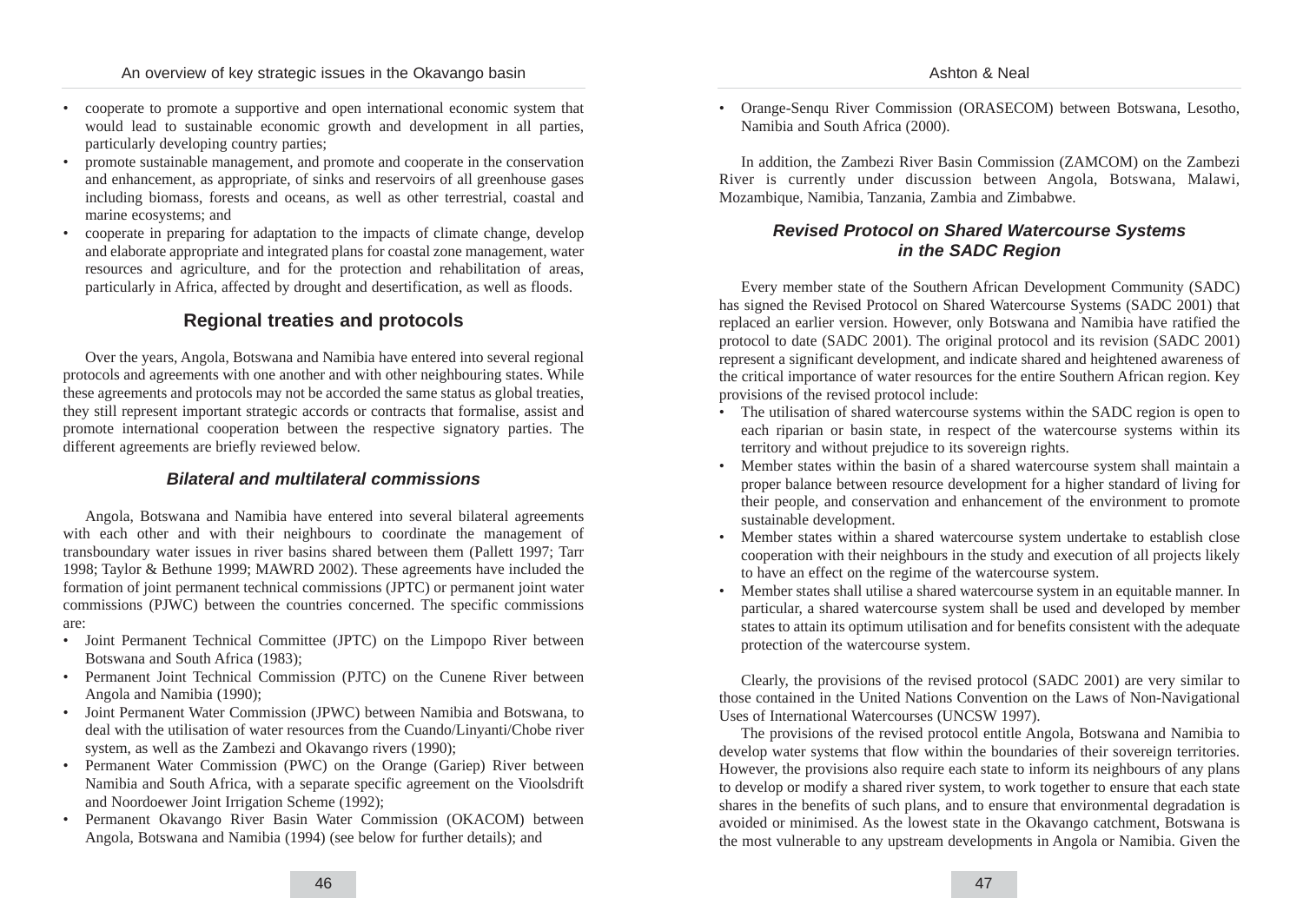- cooperate to promote a supportive and open international economic system that would lead to sustainable economic growth and development in all parties, particularly developing country parties;
- promote sustainable management, and promote and cooperate in the conservation and enhancement, as appropriate, of sinks and reservoirs of all greenhouse gases including biomass, forests and oceans, as well as other terrestrial, coastal and marine ecosystems; and
- cooperate in preparing for adaptation to the impacts of climate change, develop and elaborate appropriate and integrated plans for coastal zone management, water resources and agriculture, and for the protection and rehabilitation of areas, particularly in Africa, affected by drought and desertification, as well as floods.

## Regional treaties and protocols

Over the years, Angola, Botswana and Namibia have entered into several regional protocols and agreements with one another and with other neighbouring states. While these agreements and protocols may not be accorded the same status as global treaties, they still represent important strategic accords or contracts that formalise, assist and promote international cooperation between the respective signatory parties. The different agreements are briefly reviewed below.

### *Bilateral and multilateral commissions*

Angola, Botswana and Namibia have entered into several bilateral agreements with each other and with their neighbours to coordinate the management of transboundary water issues in river basins shared between them (Pallett 1997; Tarr 1998; Taylor & Bethune 1999; MAWRD 2002). These agreements have included the formation of joint permanent technical commissions (JPTC) or permanent joint water commissions (PJWC) between the countries concerned. The specific commissions are:

- Joint Permanent Technical Committee (JPTC) on the Limpopo River between Botswana and South Africa (1983);
- Permanent Joint Technical Commission (PJTC) on the Cunene River between Angola and Namibia (1990);
- Joint Permanent Water Commission (JPWC) between Namibia and Botswana, to deal with the utilisation of water resources from the Cuando/Linyanti/Chobe river system, as well as the Zambezi and Okavango rivers (1990);
- Permanent Water Commission (PWC) on the Orange (Gariep) River between Namibia and South Africa, with a separate specific agreement on the Vioolsdrift and Noordoewer Joint Irrigation Scheme (1992);
- Permanent Okavango River Basin Water Commission (OKACOM) between Angola, Botswana and Namibia (1994) (see below for further details); and
- Orange-Senqu River Commission (ORASECOM) between Botswana, Lesotho, Namibia and South Africa (2000).

In addition, the Zambezi River Basin Commission (ZAMCOM) on the Zambezi River is currently under discussion between Angola, Botswana, Malawi, Mozambique, Namibia, Tanzania, Zambia and Zimbabwe.

### *Revised Protocol on Shared Watercourse Systems in the SADC Region*

Every member state of the Southern African Development Community (SADC) has signed the Revised Protocol on Shared Watercourse Systems (SADC 2001) that replaced an earlier version. However, only Botswana and Namibia have ratified the protocol to date (SADC 2001). The original protocol and its revision (SADC 2001) represent a significant development, and indicate shared and heightened awareness of the critical importance of water resources for the entire Southern African region. Key provisions of the revised protocol include:

- The utilisation of shared watercourse systems within the SADC region is open to each riparian or basin state, in respect of the watercourse systems within its territory and without prejudice to its sovereign rights.
- Member states within the basin of a shared watercourse system shall maintain a proper balance between resource development for a higher standard of living for their people, and conservation and enhancement of the environment to promote sustainable development.
- Member states within a shared watercourse system undertake to establish close cooperation with their neighbours in the study and execution of all projects likely to have an effect on the regime of the watercourse system.
- Member states shall utilise a shared watercourse system in an equitable manner. In particular, a shared watercourse system shall be used and developed by member states to attain its optimum utilisation and for benefits consistent with the adequate protection of the watercourse system.

Clearly, the provisions of the revised protocol (SADC 2001) are very similar to those contained in the United Nations Convention on the Laws of Non-Navigational Uses of International Watercourses (UNCSW 1997).

The provisions of the revised protocol entitle Angola, Botswana and Namibia to develop water systems that flow within the boundaries of their sovereign territories. However, the provisions also require each state to inform its neighbours of any plans to develop or modify a shared river system, to work together to ensure that each state shares in the benefits of such plans, and to ensure that environmental degradation is avoided or minimised. As the lowest state in the Okavango catchment, Botswana is the most vulnerable to any upstream developments in Angola or Namibia. Given the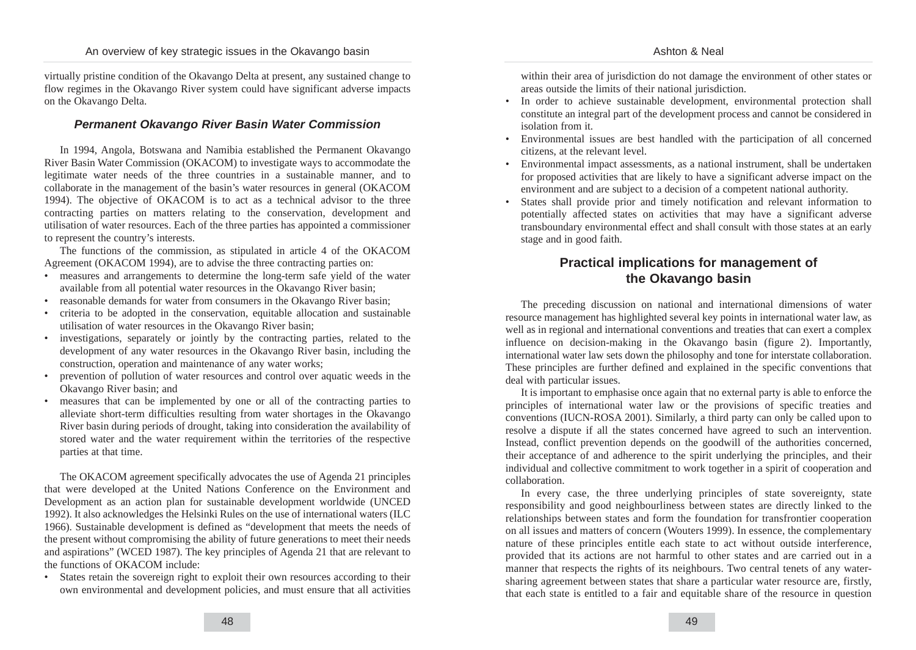virtually pristine condition of the Okavango Delta at present, any sustained change to flow regimes in the Okavango River system could have significant adverse impacts on the Okavango Delta.

### *Permanent Okavango River Basin Water Commission*

In 1994, Angola, Botswana and Namibia established the Permanent Okavango River Basin Water Commission (OKACOM) to investigate ways to accommodate the legitimate water needs of the three countries in a sustainable manner, and to collaborate in the management of the basin's water resources in general (OKACOM 1994). The objective of OKACOM is to act as a technical advisor to the three contracting parties on matters relating to the conservation, development and utilisation of water resources. Each of the three parties has appointed a commissioner to represent the country's interests.

The functions of the commission, as stipulated in article 4 of the OKACOM Agreement (OKACOM 1994), are to advise the three contracting parties on:

- measures and arrangements to determine the long-term safe yield of the water available from all potential water resources in the Okavango River basin;
- reasonable demands for water from consumers in the Okavango River basin;
- criteria to be adopted in the conservation, equitable allocation and sustainable utilisation of water resources in the Okavango River basin;
- investigations, separately or jointly by the contracting parties, related to the development of any water resources in the Okavango River basin, including the construction, operation and maintenance of any water works;
- prevention of pollution of water resources and control over aquatic weeds in the Okavango River basin; and
- measures that can be implemented by one or all of the contracting parties to alleviate short-term difficulties resulting from water shortages in the Okavango River basin during periods of drought, taking into consideration the availability of stored water and the water requirement within the territories of the respective parties at that time.

The OKACOM agreement specifically advocates the use of Agenda 21 principles that were developed at the United Nations Conference on the Environment and Development as an action plan for sustainable development worldwide (UNCED 1992). It also acknowledges the Helsinki Rules on the use of international waters (ILC 1966). Sustainable development is defined as "development that meets the needs of the present without compromising the ability of future generations to meet their needs and aspirations" (WCED 1987). The key principles of Agenda 21 that are relevant to the functions of OKACOM include:

- States retain the sovereign right to exploit their own resources according to their own environmental and development policies, and must ensure that all activities within their area of jurisdiction do not damage the environment of other states or areas outside the limits of their national jurisdiction.
- In order to achieve sustainable development, environmental protection shall constitute an integral part of the development process and cannot be considered in isolation from it.
- Environmental issues are best handled with the participation of all concerned citizens, at the relevant level.
- Environmental impact assessments, as a national instrument, shall be undertaken for proposed activities that are likely to have a significant adverse impact on the environment and are subject to a decision of a competent national authority.
- States shall provide prior and timely notification and relevant information to potentially affected states on activities that may have a significant adverse transboundary environmental effect and shall consult with those states at an early stage and in good faith.

## Practical implications for management of the Okavango basin

The preceding discussion on national and international dimensions of water resource management has highlighted several key points in international water law, as well as in regional and international conventions and treaties that can exert a complex influence on decision-making in the Okavango basin (figure 2). Importantly, international water law sets down the philosophy and tone for interstate collaboration. These principles are further defined and explained in the specific conventions that deal with particular issues.

It is important to emphasise once again that no external party is able to enforce the principles of international water law or the provisions of specific treaties and conventions (IUCN-ROSA 2001). Similarly, a third party can only be called upon to resolve a dispute if all the states concerned have agreed to such an intervention. Instead, conflict prevention depends on the goodwill of the authorities concerned, their acceptance of and adherence to the spirit underlying the principles, and their individual and collective commitment to work together in a spirit of cooperation and collaboration.

In every case, the three underlying principles of state sovereignty, state responsibility and good neighbourliness between states are directly linked to the relationships between states and form the foundation for transfrontier cooperation on all issues and matters of concern (Wouters 1999). In essence, the complementary nature of these principles entitle each state to act without outside interference, provided that its actions are not harmful to other states and are carried out in a manner that respects the rights of its neighbours. Two central tenets of any water-sharing agreement between states that share a particular water resource are, firstly, that each state is entitled to a fair and equitable share of the resource in question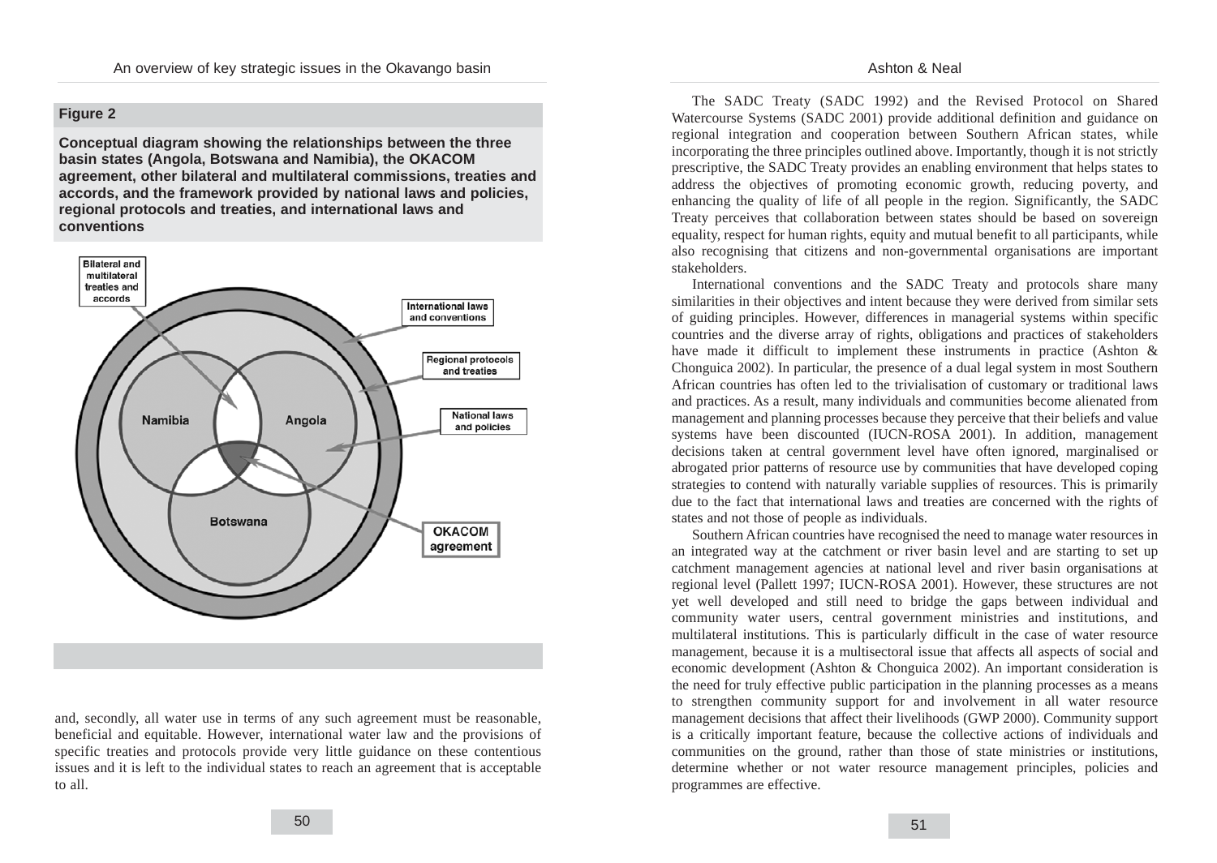**Figure 2**

**Conceptual diagram showing the relationships between the three basin states (Angola, Botswana and Namibia), the OKACOM agreement, other bilateral and multilateral commissions, treaties and accords, and the framework provided by national laws and policies, regional protocols and treaties, and international laws and conventions**

and, secondly, all water use in terms of any such agreement must be reasonable, beneficial and equitable. However, international water law and the provisions of specific treaties and protocols provide very little guidance on these contentious issues and it is left to the individual states to reach an agreement that is acceptable to all.

The SADC Treaty (SADC 1992) and the Revised Protocol on Shared Watercourse Systems (SADC 2001) provide additional definition and guidance on regional integration and cooperation between Southern African states, while incorporating the three principles outlined above. Importantly, though it is not strictly prescriptive, the SADC Treaty provides an enabling environment that helps states to address the objectives of promoting economic growth, reducing poverty, and enhancing the quality of life of all people in the region. Significantly, the SADC Treaty perceives that collaboration between states should be based on sovereign equality, respect for human rights, equity and mutual benefit to all participants, while also recognising that citizens and non-governmental organisations are important stakeholders.

International conventions and the SADC Treaty and protocols share many similarities in their objectives and intent because they were derived from similar sets of guiding principles. However, differences in managerial systems within specific countries and the diverse array of rights, obligations and practices of stakeholders have made it difficult to implement these instruments in practice (Ashton & Chonguica 2002). In particular, the presence of a dual legal system in most Southern African countries has often led to the trivialisation of customary or traditional laws and practices. As a result, many individuals and communities become alienated from management and planning processes because they perceive that their beliefs and value systems have been discounted (IUCN-ROSA 2001). In addition, management decisions taken at central government level have often ignored, marginalised or abrogated prior patterns of resource use by communities that have developed coping strategies to contend with naturally variable supplies of resources. This is primarily due to the fact that international laws and treaties are concerned with the rights of states and not those of people as individuals.

Southern African countries have recognised the need to manage water resources in an integrated way at the catchment or river basin level and are starting to set up catchment management agencies at national level and river basin organisations at regional level (Pallett 1997; IUCN-ROSA 2001). However, these structures are not yet well developed and still need to bridge the gaps between individual and community water users, central government ministries and institutions, and multilateral institutions. This is particularly difficult in the case of water resource management, because it is a multisectoral issue that affects all aspects of social and economic development (Ashton & Chonguica 2002). An important consideration is the need for truly effective public participation in the planning processes as a means to strengthen community support for and involvement in all water resource management decisions that affect their livelihoods (GWP 2000). Community support is a critically important feature, because the collective actions of individuals and communities on the ground, rather than those of state ministries or institutions, determine whether or not water resource management principles, policies and programmes are effective.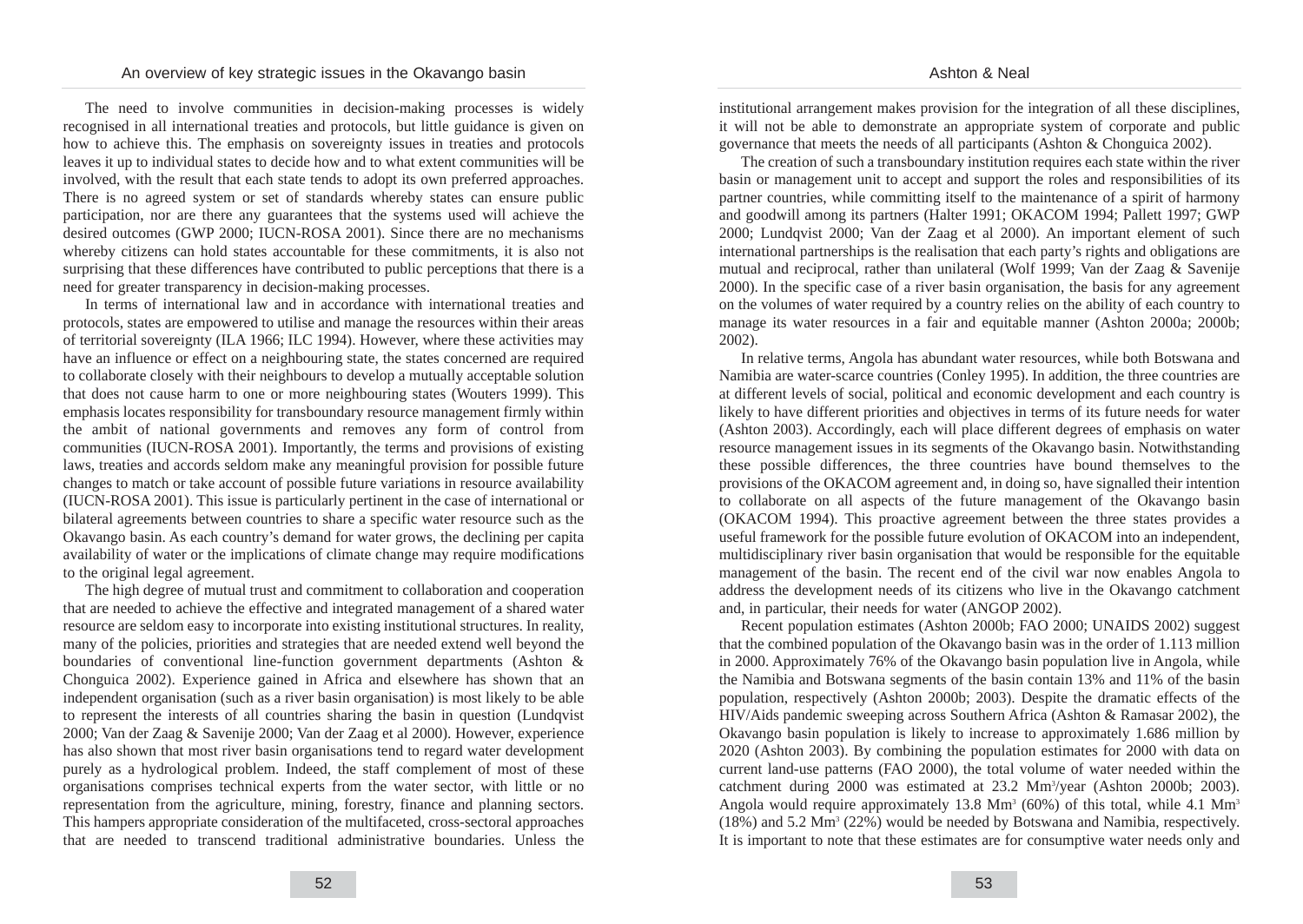The need to involve communities in decision-making processes is widely recognised in all international treaties and protocols, but little guidance is given on how to achieve this. The emphasis on sovereignty issues in treaties and protocols leaves it up to individual states to decide how and to what extent communities will be involved, with the result that each state tends to adopt its own preferred approaches. There is no agreed system or set of standards whereby states can ensure public participation, nor are there any guarantees that the systems used will achieve the desired outcomes (GWP 2000; IUCN-ROSA 2001). Since there are no mechanisms whereby citizens can hold states accountable for these commitments, it is also not surprising that these differences have contributed to public perceptions that there is a need for greater transparency in decision-making processes.

In terms of international law and in accordance with international treaties and protocols, states are empowered to utilise and manage the resources within their areas of territorial sovereignty (ILA 1966; ILC 1994). However, where these activities may have an influence or effect on a neighbouring state, the states concerned are required to collaborate closely with their neighbours to develop a mutually acceptable solution that does not cause harm to one or more neighbouring states (Wouters 1999). This emphasis locates responsibility for transboundary resource management firmly within the ambit of national governments and removes any form of control from communities (IUCN-ROSA 2001). Importantly, the terms and provisions of existing laws, treaties and accords seldom make any meaningful provision for possible future changes to match or take account of possible future variations in resource availability (IUCN-ROSA 2001). This issue is particularly pertinent in the case of international or bilateral agreements between countries to share a specific water resource such as the Okavango basin. As each country's demand for water grows, the declining per capita availability of water or the implications of climate change may require modifications to the original legal agreement.

The high degree of mutual trust and commitment to collaboration and cooperation that are needed to achieve the effective and integrated management of a shared water resource are seldom easy to incorporate into existing institutional structures. In reality, many of the policies, priorities and strategies that are needed extend well beyond the boundaries of conventional line-function government departments (Ashton & Chonguica 2002). Experience gained in Africa and elsewhere has shown that an independent organisation (such as a river basin organisation) is most likely to be able to represent the interests of all countries sharing the basin in question (Lundqvist 2000; Van der Zaag & Savenije 2000; Van der Zaag et al 2000). However, experience has also shown that most river basin organisations tend to regard water development purely as a hydrological problem. Indeed, the staff complement of most of these organisations comprises technical experts from the water sector, with little or no representation from the agriculture, mining, forestry, finance and planning sectors. This hampers appropriate consideration of the multifaceted, cross-sectoral approaches that are needed to transcend traditional administrative boundaries. Unless the institutional arrangement makes provision for the integration of all these disciplines, it will not be able to demonstrate an appropriate system of corporate and public governance that meets the needs of all participants (Ashton & Chonguica 2002).

The creation of such a transboundary institution requires each state within the river basin or management unit to accept and support the roles and responsibilities of its partner countries, while committing itself to the maintenance of a spirit of harmony and goodwill among its partners (Halter 1991; OKACOM 1994; Pallett 1997; GWP 2000; Lundqvist 2000; Van der Zaag et al 2000). An important element of such international partnerships is the realisation that each party's rights and obligations are mutual and reciprocal, rather than unilateral (Wolf 1999; Van der Zaag & Savenije 2000). In the specific case of a river basin organisation, the basis for any agreement on the volumes of water required by a country relies on the ability of each country to manage its water resources in a fair and equitable manner (Ashton 2000a; 2000b; 2002).

In relative terms, Angola has abundant water resources, while both Botswana and Namibia are water-scarce countries (Conley 1995). In addition, the three countries are at different levels of social, political and economic development and each country is likely to have different priorities and objectives in terms of its future needs for water (Ashton 2003). Accordingly, each will place different degrees of emphasis on water resource management issues in its segments of the Okavango basin. Notwithstanding these possible differences, the three countries have bound themselves to the provisions of the OKACOM agreement and, in doing so, have signalled their intention to collaborate on all aspects of the future management of the Okavango basin (OKACOM 1994). This proactive agreement between the three states provides a useful framework for the possible future evolution of OKACOM into an independent, multidisciplinary river basin organisation that would be responsible for the equitable management of the basin. The recent end of the civil war now enables Angola to address the development needs of its citizens who live in the Okavango catchment and, in particular, their needs for water (ANGOP 2002).

Recent population estimates (Ashton 2000b; FAO 2000; UNAIDS 2002) suggest that the combined population of the Okavango basin was in the order of 1.113 million in 2000. Approximately 76% of the Okavango basin population live in Angola, while the Namibia and Botswana segments of the basin contain 13% and 11% of the basin population, respectively (Ashton 2000b; 2003). Despite the dramatic effects of the HIV/Aids pandemic sweeping across Southern Africa (Ashton & Ramasar 2002), the Okavango basin population is likely to increase to approximately 1.686 million by 2020 (Ashton 2003). By combining the population estimates for 2000 with data on current land-use patterns (FAO 2000), the total volume of water needed within the catchment during 2000 was estimated at 23.2 $Mm^3$/year (Ashton 2000b; 2003). Angola would require approximately 13.8 $Mm^3$ (60%) of this total, while 4.1 $Mm^3$ (18%) and 5.2 $Mm^3$ (22%) would be needed by Botswana and Namibia, respectively. It is important to note that these estimates are for consumptive water needs only and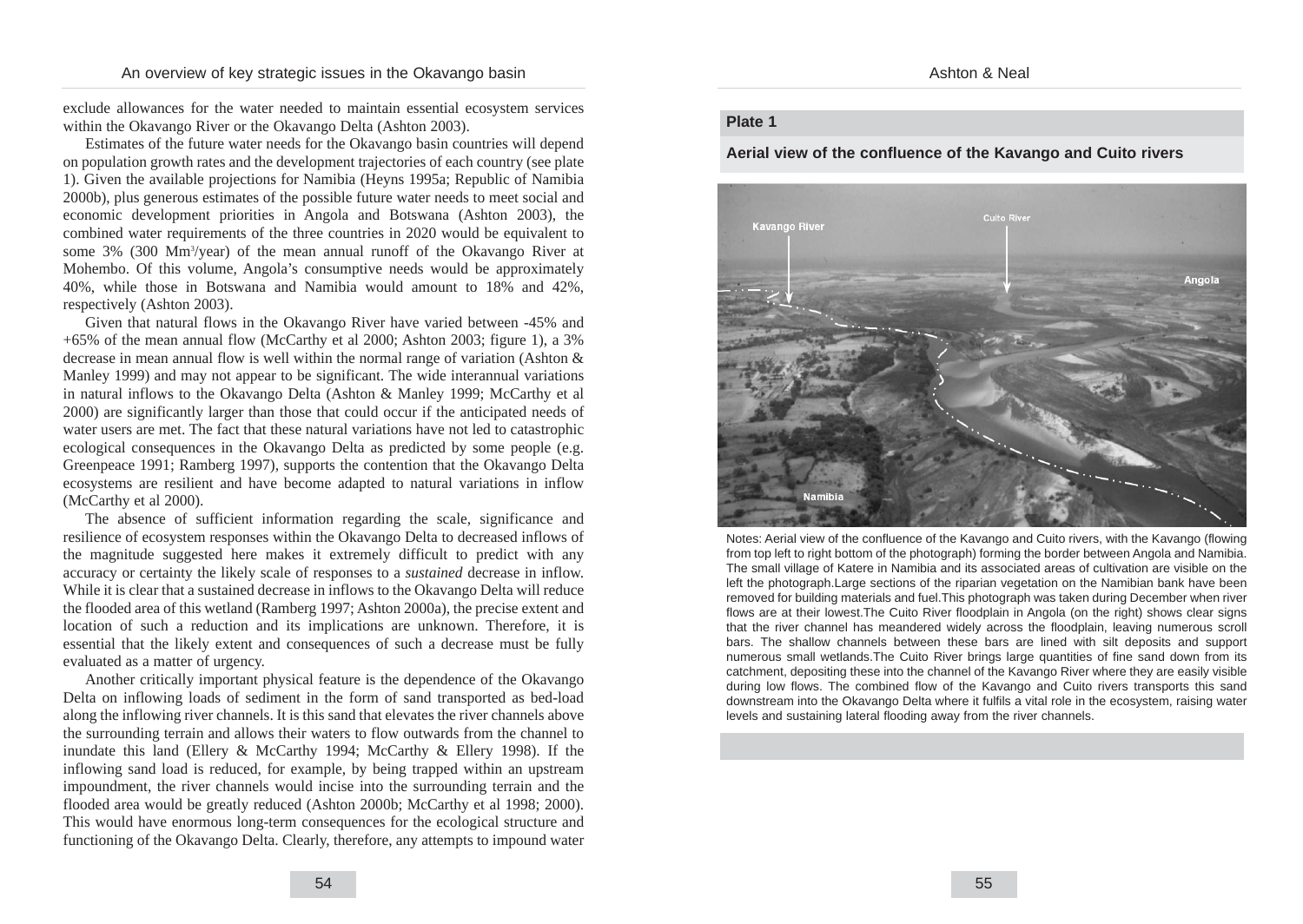exclude allowances for the water needed to maintain essential ecosystem services within the Okavango River or the Okavango Delta (Ashton 2003).

Estimates of the future water needs for the Okavango basin countries will depend on population growth rates and the development trajectories of each country (see plate 1). Given the available projections for Namibia (Heyns 1995a; Republic of Namibia 2000b), plus generous estimates of the possible future water needs to meet social and economic development priorities in Angola and Botswana (Ashton 2003), the combined water requirements of the three countries in 2020 would be equivalent to some 3% (300 $Mm^3$/year) of the mean annual runoff of the Okavango River at Mohembo. Of this volume, Angola's consumptive needs would be approximately 40%, while those in Botswana and Namibia would amount to 18% and 42%, respectively (Ashton 2003).

Given that natural flows in the Okavango River have varied between -45% and +65% of the mean annual flow (McCarthy et al 2000; Ashton 2003; figure 1), a 3% decrease in mean annual flow is well within the normal range of variation (Ashton & Manley 1999) and may not appear to be significant. The wide interannual variations in natural inflows to the Okavango Delta (Ashton & Manley 1999; McCarthy et al 2000) are significantly larger than those that could occur if the anticipated needs of water users are met. The fact that these natural variations have not led to catastrophic ecological consequences in the Okavango Delta as predicted by some people (e.g. Greenpeace 1991; Ramberg 1997), supports the contention that the Okavango Delta ecosystems are resilient and have become adapted to natural variations in inflow (McCarthy et al 2000).

The absence of sufficient information regarding the scale, significance and resilience of ecosystem responses within the Okavango Delta to decreased inflows of the magnitude suggested here makes it extremely difficult to predict with any accuracy or certainty the likely scale of responses to a *sustained* decrease in inflow. While it is clear that a sustained decrease in inflows to the Okavango Delta will reduce the flooded area of this wetland (Ramberg 1997; Ashton 2000a), the precise extent and location of such a reduction and its implications are unknown. Therefore, it is essential that the likely extent and consequences of such a decrease must be fully evaluated as a matter of urgency.

Another critically important physical feature is the dependence of the Okavango Delta on inflowing loads of sediment in the form of sand transported as bed-load along the inflowing river channels. It is this sand that elevates the river channels above the surrounding terrain and allows their waters to flow outwards from the channel to inundate this land (Ellery & McCarthy 1994; McCarthy & Ellery 1998). If the inflowing sand load is reduced, for example, by being trapped within an upstream impoundment, the river channels would incise into the surrounding terrain and the flooded area would be greatly reduced (Ashton 2000b; McCarthy et al 1998; 2000). This would have enormous long-term consequences for the ecological structure and functioning of the Okavango Delta. Clearly, therefore, any attempts to impound water

**Plate 1**

**Aerial view of the confluence of the Kavango and Cuito rivers**

Notes: Aerial view of the confluence of the Kavango and Cuito rivers, with the Kavango (flowing from top left to right bottom of the photograph) forming the border between Angola and Namibia. The small village of Katere in Namibia and its associated areas of cultivation are visible on the left the photograph.Large sections of the riparian vegetation on the Namibian bank have been removed for building materials and fuel.This photograph was taken during December when river flows are at their lowest.The Cuito River floodplain in Angola (on the right) shows clear signs that the river channel has meandered widely across the floodplain, leaving numerous scroll bars. The shallow channels between these bars are lined with silt deposits and support numerous small wetlands.The Cuito River brings large quantities of fine sand down from its catchment, depositing these into the channel of the Kavango River where they are easily visible during low flows. The combined flow of the Kavango and Cuito rivers transports this sand downstream into the Okavango Delta where it fulfils a vital role in the ecosystem, raising water levels and sustaining lateral flooding away from the river channels.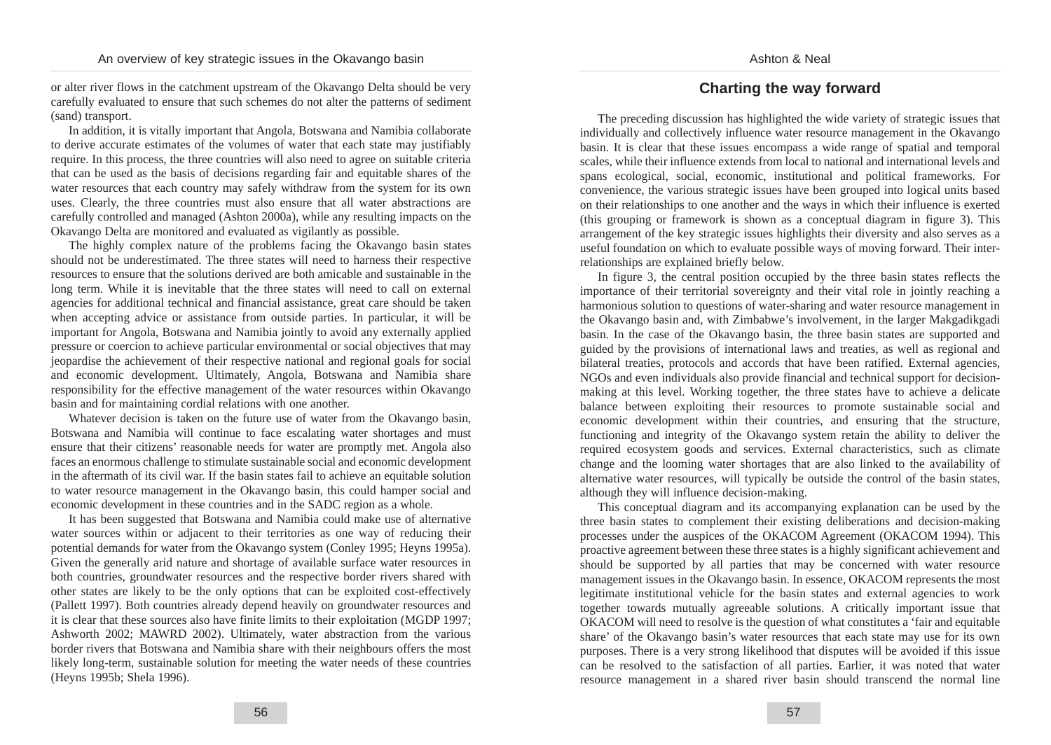or alter river flows in the catchment upstream of the Okavango Delta should be very carefully evaluated to ensure that such schemes do not alter the patterns of sediment (sand) transport.

In addition, it is vitally important that Angola, Botswana and Namibia collaborate to derive accurate estimates of the volumes of water that each state may justifiably require. In this process, the three countries will also need to agree on suitable criteria that can be used as the basis of decisions regarding fair and equitable shares of the water resources that each country may safely withdraw from the system for its own uses. Clearly, the three countries must also ensure that all water abstractions are carefully controlled and managed (Ashton 2000a), while any resulting impacts on the Okavango Delta are monitored and evaluated as vigilantly as possible.

The highly complex nature of the problems facing the Okavango basin states should not be underestimated. The three states will need to harness their respective resources to ensure that the solutions derived are both amicable and sustainable in the long term. While it is inevitable that the three states will need to call on external agencies for additional technical and financial assistance, great care should be taken when accepting advice or assistance from outside parties. In particular, it will be important for Angola, Botswana and Namibia jointly to avoid any externally applied pressure or coercion to achieve particular environmental or social objectives that may jeopardise the achievement of their respective national and regional goals for social and economic development. Ultimately, Angola, Botswana and Namibia share responsibility for the effective management of the water resources within Okavango basin and for maintaining cordial relations with one another.

Whatever decision is taken on the future use of water from the Okavango basin, Botswana and Namibia will continue to face escalating water shortages and must ensure that their citizens' reasonable needs for water are promptly met. Angola also faces an enormous challenge to stimulate sustainable social and economic development in the aftermath of its civil war. If the basin states fail to achieve an equitable solution to water resource management in the Okavango basin, this could hamper social and economic development in these countries and in the SADC region as a whole.

It has been suggested that Botswana and Namibia could make use of alternative water sources within or adjacent to their territories as one way of reducing their potential demands for water from the Okavango system (Conley 1995; Heyns 1995a). Given the generally arid nature and shortage of available surface water resources in both countries, groundwater resources and the respective border rivers shared with other states are likely to be the only options that can be exploited cost-effectively (Pallett 1997). Both countries already depend heavily on groundwater resources and it is clear that these sources also have finite limits to their exploitation (MGDP 1997; Ashworth 2002; MAWRD 2002). Ultimately, water abstraction from the various border rivers that Botswana and Namibia share with their neighbours offers the most likely long-term, sustainable solution for meeting the water needs of these countries (Heyns 1995b; Shela 1996).

## Charting the way forward

The preceding discussion has highlighted the wide variety of strategic issues that individually and collectively influence water resource management in the Okavango basin. It is clear that these issues encompass a wide range of spatial and temporal scales, while their influence extends from local to national and international levels and spans ecological, social, economic, institutional and political frameworks. For convenience, the various strategic issues have been grouped into logical units based on their relationships to one another and the ways in which their influence is exerted (this grouping or framework is shown as a conceptual diagram in figure 3). This arrangement of the key strategic issues highlights their diversity and also serves as a useful foundation on which to evaluate possible ways of moving forward. Their inter-relationships are explained briefly below.

In figure 3, the central position occupied by the three basin states reflects the importance of their territorial sovereignty and their vital role in jointly reaching a harmonious solution to questions of water-sharing and water resource management in the Okavango basin and, with Zimbabwe's involvement, in the larger Makgadikgadi basin. In the case of the Okavango basin, the three basin states are supported and guided by the provisions of international laws and treaties, as well as regional and bilateral treaties, protocols and accords that have been ratified. External agencies, NGOs and even individuals also provide financial and technical support for decision-making at this level. Working together, the three states have to achieve a delicate balance between exploiting their resources to promote sustainable social and economic development within their countries, and ensuring that the structure, functioning and integrity of the Okavango system retain the ability to deliver the required ecosystem goods and services. External characteristics, such as climate change and the looming water shortages that are also linked to the availability of alternative water resources, will typically be outside the control of the basin states, although they will influence decision-making.

This conceptual diagram and its accompanying explanation can be used by the three basin states to complement their existing deliberations and decision-making processes under the auspices of the OKACOM Agreement (OKACOM 1994). This proactive agreement between these three states is a highly significant achievement and should be supported by all parties that may be concerned with water resource management issues in the Okavango basin. In essence, OKACOM represents the most legitimate institutional vehicle for the basin states and external agencies to work together towards mutually agreeable solutions. A critically important issue that OKACOM will need to resolve is the question of what constitutes a 'fair and equitable share' of the Okavango basin's water resources that each state may use for its own purposes. There is a very strong likelihood that disputes will be avoided if this issue can be resolved to the satisfaction of all parties. Earlier, it was noted that water resource management in a shared river basin should transcend the normal line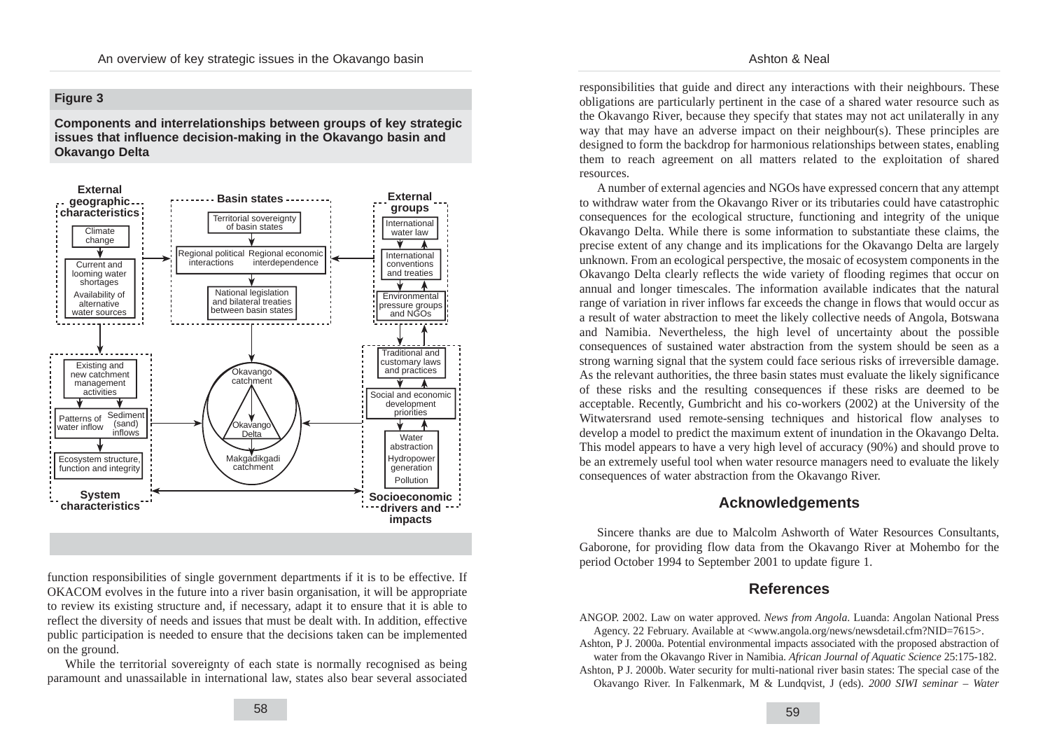**Figure 3**

**Components and interrelationships between groups of key strategic issues that influence decision-making in the Okavango basin and Okavango Delta**

**External geographic characteristics**: Climate change; Current and looming water shortages; Availability of alternative water sources

**Basin states**: Territorial sovereignty of basin states; Regional political interactions; Regional economic interdependence; National legislation and bilateral treaties between basin states

**External groups**: International water law; International conventions and treaties; Environmental pressure groups and NGOs

**System characteristics**: Existing and new catchment management activities; Patterns of water inflow; Sediment (sand) inflows; Ecosystem structure, function and integrity

Okavango catchment; Okavango Delta; Makgadikgadi catchment

**Socioeconomic drivers and impacts**: Traditional and customary laws and practices; Social and economic development priorities; Water abstraction; Hydropower generation; Pollution

function responsibilities of single government departments if it is to be effective. If OKACOM evolves in the future into a river basin organisation, it will be appropriate to review its existing structure and, if necessary, adapt it to ensure that it is able to reflect the diversity of needs and issues that must be dealt with. In addition, effective public participation is needed to ensure that the decisions taken can be implemented on the ground.

While the territorial sovereignty of each state is normally recognised as being paramount and unassailable in international law, states also bear several associated responsibilities that guide and direct any interactions with their neighbours. These obligations are particularly pertinent in the case of a shared water resource such as the Okavango River, because they specify that states may not act unilaterally in any way that may have an adverse impact on their neighbour(s). These principles are designed to form the backdrop for harmonious relationships between states, enabling them to reach agreement on all matters related to the exploitation of shared resources.

A number of external agencies and NGOs have expressed concern that any attempt to withdraw water from the Okavango River or its tributaries could have catastrophic consequences for the ecological structure, functioning and integrity of the unique Okavango Delta. While there is some information to substantiate these claims, the precise extent of any change and its implications for the Okavango Delta are largely unknown. From an ecological perspective, the mosaic of ecosystem components in the Okavango Delta clearly reflects the wide variety of flooding regimes that occur on annual and longer timescales. The information available indicates that the natural range of variation in river inflows far exceeds the change in flows that would occur as a result of water abstraction to meet the likely collective needs of Angola, Botswana and Namibia. Nevertheless, the high level of uncertainty about the possible consequences of sustained water abstraction from the system should be seen as a strong warning signal that the system could face serious risks of irreversible damage. As the relevant authorities, the three basin states must evaluate the likely significance of these risks and the resulting consequences if these risks are deemed to be acceptable. Recently, Gumbricht and his co-workers (2002) at the University of the Witwatersrand used remote-sensing techniques and historical flow analyses to develop a model to predict the maximum extent of inundation in the Okavango Delta. This model appears to have a very high level of accuracy (90%) and should prove to be an extremely useful tool when water resource managers need to evaluate the likely consequences of water abstraction from the Okavango River.

## Acknowledgements

Sincere thanks are due to Malcolm Ashworth of Water Resources Consultants, Gaborone, for providing flow data from the Okavango River at Mohembo for the period October 1994 to September 2001 to update figure 1.

## References

ANGOP. 2002. Law on water approved. *News from Angola*. Luanda: Angolan National Press Agency. 22 February. Available at <www.angola.org/news/newsdetail.cfm?NID=7615>.

Ashton, P J. 2000a. Potential environmental impacts associated with the proposed abstraction of water from the Okavango River in Namibia. *African Journal of Aquatic Science* 25:175-182.

Ashton, P J. 2000b. Water security for multi-national river basin states: The special case of the Okavango River. In Falkenmark, M & Lundqvist, J (eds). *2000 SIWI seminar – Water*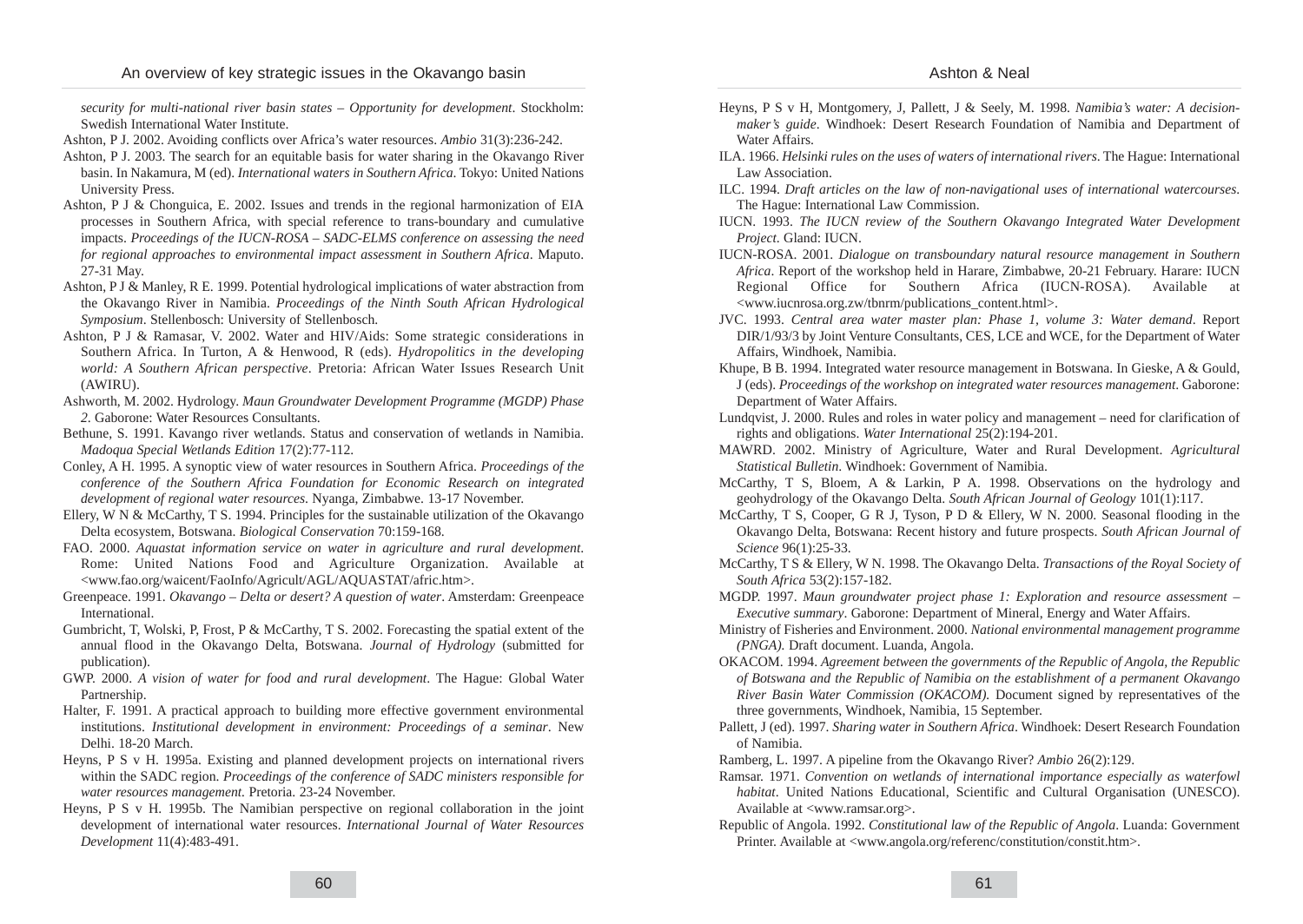*security for multi-national river basin states – Opportunity for development*. Stockholm: Swedish International Water Institute.

Ashton, P J. 2002. Avoiding conflicts over Africa's water resources. *Ambio* 31(3):236-242.

Ashton, P J. 2003. The search for an equitable basis for water sharing in the Okavango River basin. In Nakamura, M (ed). *International waters in Southern Africa*. Tokyo: United Nations University Press.

Ashton, P J & Chonguica, E. 2002. Issues and trends in the regional harmonization of EIA processes in Southern Africa, with special reference to trans-boundary and cumulative impacts. *Proceedings of the IUCN-ROSA – SADC-ELMS conference on assessing the need for regional approaches to environmental impact assessment in Southern Africa*. Maputo. 27-31 May.

Ashton, P J & Manley, R E. 1999. Potential hydrological implications of water abstraction from the Okavango River in Namibia. *Proceedings of the Ninth South African Hydrological Symposium*. Stellenbosch: University of Stellenbosch.

Ashton, P J & Ramasar, V. 2002. Water and HIV/Aids: Some strategic considerations in Southern Africa. In Turton, A & Henwood, R (eds). *Hydropolitics in the developing world: A Southern African perspective*. Pretoria: African Water Issues Research Unit (AWIRU).

Ashworth, M. 2002. Hydrology. *Maun Groundwater Development Programme (MGDP) Phase 2*. Gaborone: Water Resources Consultants.

Bethune, S. 1991. Kavango river wetlands. Status and conservation of wetlands in Namibia. *Madoqua Special Wetlands Edition* 17(2):77-112.

Conley, A H. 1995. A synoptic view of water resources in Southern Africa. *Proceedings of the conference of the Southern Africa Foundation for Economic Research on integrated development of regional water resources*. Nyanga, Zimbabwe. 13-17 November.

Ellery, W N & McCarthy, T S. 1994. Principles for the sustainable utilization of the Okavango Delta ecosystem, Botswana. *Biological Conservation* 70:159-168.

FAO. 2000. *Aquastat information service on water in agriculture and rural development*. Rome: United Nations Food and Agriculture Organization. Available at <www.fao.org/waicent/FaoInfo/Agricult/AGL/AQUASTAT/afric.htm>.

Greenpeace. 1991. *Okavango – Delta or desert? A question of water*. Amsterdam: Greenpeace International.

Gumbricht, T, Wolski, P, Frost, P & McCarthy, T S. 2002. Forecasting the spatial extent of the annual flood in the Okavango Delta, Botswana. *Journal of Hydrology* (submitted for publication).

GWP. 2000. *A vision of water for food and rural development*. The Hague: Global Water Partnership.

Halter, F. 1991. A practical approach to building more effective government environmental institutions. *Institutional development in environment: Proceedings of a seminar*. New Delhi. 18-20 March.

Heyns, P S v H. 1995a. Existing and planned development projects on international rivers within the SADC region. *Proceedings of the conference of SADC ministers responsible for water resources management*. Pretoria. 23-24 November.

Heyns, P S v H. 1995b. The Namibian perspective on regional collaboration in the joint development of international water resources. *International Journal of Water Resources Development* 11(4):483-491.

Heyns, P S v H, Montgomery, J, Pallett, J & Seely, M. 1998. *Namibia's water: A decision-maker's guide*. Windhoek: Desert Research Foundation of Namibia and Department of Water Affairs.

ILA. 1966. *Helsinki rules on the uses of waters of international rivers*. The Hague: International Law Association.

ILC. 1994. *Draft articles on the law of non-navigational uses of international watercourses*. The Hague: International Law Commission.

IUCN. 1993. *The IUCN review of the Southern Okavango Integrated Water Development Project*. Gland: IUCN.

IUCN-ROSA. 2001. *Dialogue on transboundary natural resource management in Southern Africa*. Report of the workshop held in Harare, Zimbabwe, 20-21 February. Harare: IUCN Regional Office for Southern Africa (IUCN-ROSA). Available at <www.iucnrosa.org.zw/tbnrm/publications_content.html>.

JVC. 1993. *Central area water master plan: Phase 1, volume 3: Water demand*. Report DIR/1/93/3 by Joint Venture Consultants, CES, LCE and WCE, for the Department of Water Affairs, Windhoek, Namibia.

Khupe, B B. 1994. Integrated water resource management in Botswana. In Gieske, A & Gould, J (eds). *Proceedings of the workshop on integrated water resources management*. Gaborone: Department of Water Affairs.

Lundqvist, J. 2000. Rules and roles in water policy and management – need for clarification of rights and obligations. *Water International* 25(2):194-201.

MAWRD. 2002. Ministry of Agriculture, Water and Rural Development. *Agricultural Statistical Bulletin*. Windhoek: Government of Namibia.

McCarthy, T S, Bloem, A & Larkin, P A. 1998. Observations on the hydrology and geohydrology of the Okavango Delta. *South African Journal of Geology* 101(1):117.

McCarthy, T S, Cooper, G R J, Tyson, P D & Ellery, W N. 2000. Seasonal flooding in the Okavango Delta, Botswana: Recent history and future prospects. *South African Journal of Science* 96(1):25-33.

McCarthy, T S & Ellery, W N. 1998. The Okavango Delta. *Transactions of the Royal Society of South Africa* 53(2):157-182.

MGDP. 1997. *Maun groundwater project phase 1: Exploration and resource assessment – Executive summary*. Gaborone: Department of Mineral, Energy and Water Affairs.

Ministry of Fisheries and Environment. 2000. *National environmental management programme (PNGA)*. Draft document. Luanda, Angola.

OKACOM. 1994. *Agreement between the governments of the Republic of Angola, the Republic of Botswana and the Republic of Namibia on the establishment of a permanent Okavango River Basin Water Commission (OKACOM)*. Document signed by representatives of the three governments, Windhoek, Namibia, 15 September.

Pallett, J (ed). 1997. *Sharing water in Southern Africa*. Windhoek: Desert Research Foundation of Namibia.

Ramberg, L. 1997. A pipeline from the Okavango River? *Ambio* 26(2):129.

Ramsar. 1971. *Convention on wetlands of international importance especially as waterfowl habitat*. United Nations Educational, Scientific and Cultural Organisation (UNESCO). Available at <www.ramsar.org>.

Republic of Angola. 1992. *Constitutional law of the Republic of Angola*. Luanda: Government Printer. Available at <www.angola.org/referenc/constitution/constit.htm>.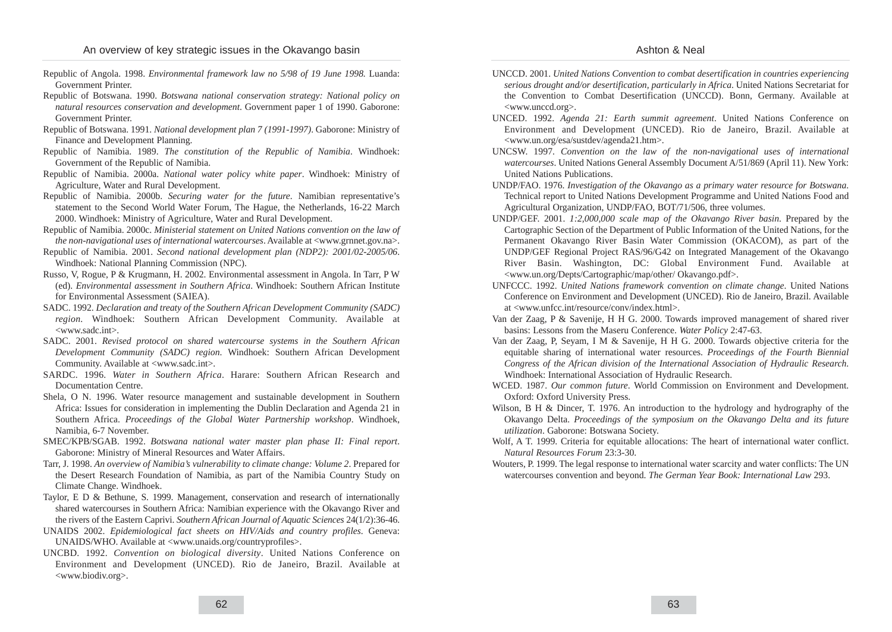Republic of Angola. 1998. *Environmental framework law no 5/98 of 19 June 1998.* Luanda: Government Printer.

Republic of Botswana. 1990. *Botswana national conservation strategy: National policy on natural resources conservation and development*. Government paper 1 of 1990. Gaborone: Government Printer.

Republic of Botswana. 1991. *National development plan 7 (1991-1997)*. Gaborone: Ministry of Finance and Development Planning.

Republic of Namibia. 1989. *The constitution of the Republic of Namibia*. Windhoek: Government of the Republic of Namibia.

Republic of Namibia. 2000a. *National water policy white paper*. Windhoek: Ministry of Agriculture, Water and Rural Development.

Republic of Namibia. 2000b. *Securing water for the future*. Namibian representative's statement to the Second World Water Forum, The Hague, the Netherlands, 16-22 March 2000. Windhoek: Ministry of Agriculture, Water and Rural Development.

Republic of Namibia. 2000c. *Ministerial statement on United Nations convention on the law of the non-navigational uses of international watercourses*. Available at <www.grnnet.gov.na>.

Republic of Namibia. 2001. *Second national development plan (NDP2): 2001/02-2005/06*. Windhoek: National Planning Commission (NPC).

Russo, V, Rogue, P & Krugmann, H. 2002. Environmental assessment in Angola. In Tarr, P W (ed). *Environmental assessment in Southern Africa*. Windhoek: Southern African Institute for Environmental Assessment (SAIEA).

SADC. 1992. *Declaration and treaty of the Southern African Development Community (SADC) region*. Windhoek: Southern African Development Community. Available at <www.sadc.int>.

SADC. 2001. *Revised protocol on shared watercourse systems in the Southern African Development Community (SADC) region*. Windhoek: Southern African Development Community. Available at <www.sadc.int>.

SARDC. 1996. *Water in Southern Africa*. Harare: Southern African Research and Documentation Centre.

Shela, O N. 1996. Water resource management and sustainable development in Southern Africa: Issues for consideration in implementing the Dublin Declaration and Agenda 21 in Southern Africa. *Proceedings of the Global Water Partnership workshop*. Windhoek, Namibia, 6-7 November.

SMEC/KPB/SGAB. 1992. *Botswana national water master plan phase II: Final report*. Gaborone: Ministry of Mineral Resources and Water Affairs.

Tarr, J. 1998. *An overview of Namibia's vulnerability to climate change: Volume 2*. Prepared for the Desert Research Foundation of Namibia, as part of the Namibia Country Study on Climate Change. Windhoek.

Taylor, E D & Bethune, S. 1999. Management, conservation and research of internationally shared watercourses in Southern Africa: Namibian experience with the Okavango River and the rivers of the Eastern Caprivi. *Southern African Journal of Aquatic Sciences* 24(1/2):36-46.

UNAIDS 2002. *Epidemiological fact sheets on HIV/Aids and country profiles*. Geneva: UNAIDS/WHO. Available at <www.unaids.org/countryprofiles>.

UNCBD. 1992. *Convention on biological diversity*. United Nations Conference on Environment and Development (UNCED). Rio de Janeiro, Brazil. Available at <www.biodiv.org>.

UNCCD. 2001. *United Nations Convention to combat desertification in countries experiencing serious drought and/or desertification, particularly in Africa*. United Nations Secretariat for the Convention to Combat Desertification (UNCCD). Bonn, Germany. Available at <www.unccd.org>.

UNCED. 1992. *Agenda 21: Earth summit agreement*. United Nations Conference on Environment and Development (UNCED). Rio de Janeiro, Brazil. Available at <www.un.org/esa/sustdev/agenda21.htm>.

UNCSW. 1997. *Convention on the law of the non-navigational uses of international watercourses*. United Nations General Assembly Document A/51/869 (April 11). New York: United Nations Publications.

UNDP/FAO. 1976. *Investigation of the Okavango as a primary water resource for Botswana*. Technical report to United Nations Development Programme and United Nations Food and Agricultural Organization, UNDP/FAO, BOT/71/506, three volumes.

UNDP/GEF. 2001. *1:2,000,000 scale map of the Okavango River basin*. Prepared by the Cartographic Section of the Department of Public Information of the United Nations, for the Permanent Okavango River Basin Water Commission (OKACOM), as part of the UNDP/GEF Regional Project RAS/96/G42 on Integrated Management of the Okavango River Basin. Washington, DC: Global Environment Fund. Available at <www.un.org/Depts/Cartographic/map/other/ Okavango.pdf>.

UNFCCC. 1992. *United Nations framework convention on climate change*. United Nations Conference on Environment and Development (UNCED). Rio de Janeiro, Brazil. Available at <www.unfcc.int/resource/conv/index.html>.

Van der Zaag, P & Savenije, H H G. 2000. Towards improved management of shared river basins: Lessons from the Maseru Conference. *Water Policy* 2:47-63.

Van der Zaag, P, Seyam, I M & Savenije, H H G. 2000. Towards objective criteria for the equitable sharing of international water resources. *Proceedings of the Fourth Biennial Congress of the African division of the International Association of Hydraulic Research*. Windhoek: International Association of Hydraulic Research.

WCED. 1987. *Our common future*. World Commission on Environment and Development. Oxford: Oxford University Press.

Wilson, B H & Dincer, T. 1976. An introduction to the hydrology and hydrography of the Okavango Delta. *Proceedings of the symposium on the Okavango Delta and its future utilization*. Gaborone: Botswana Society.

Wolf, A T. 1999. Criteria for equitable allocations: The heart of international water conflict. *Natural Resources Forum* 23:3-30.

Wouters, P. 1999. The legal response to international water scarcity and water conflicts: The UN watercourses convention and beyond. *The German Year Book: International Law* 293.